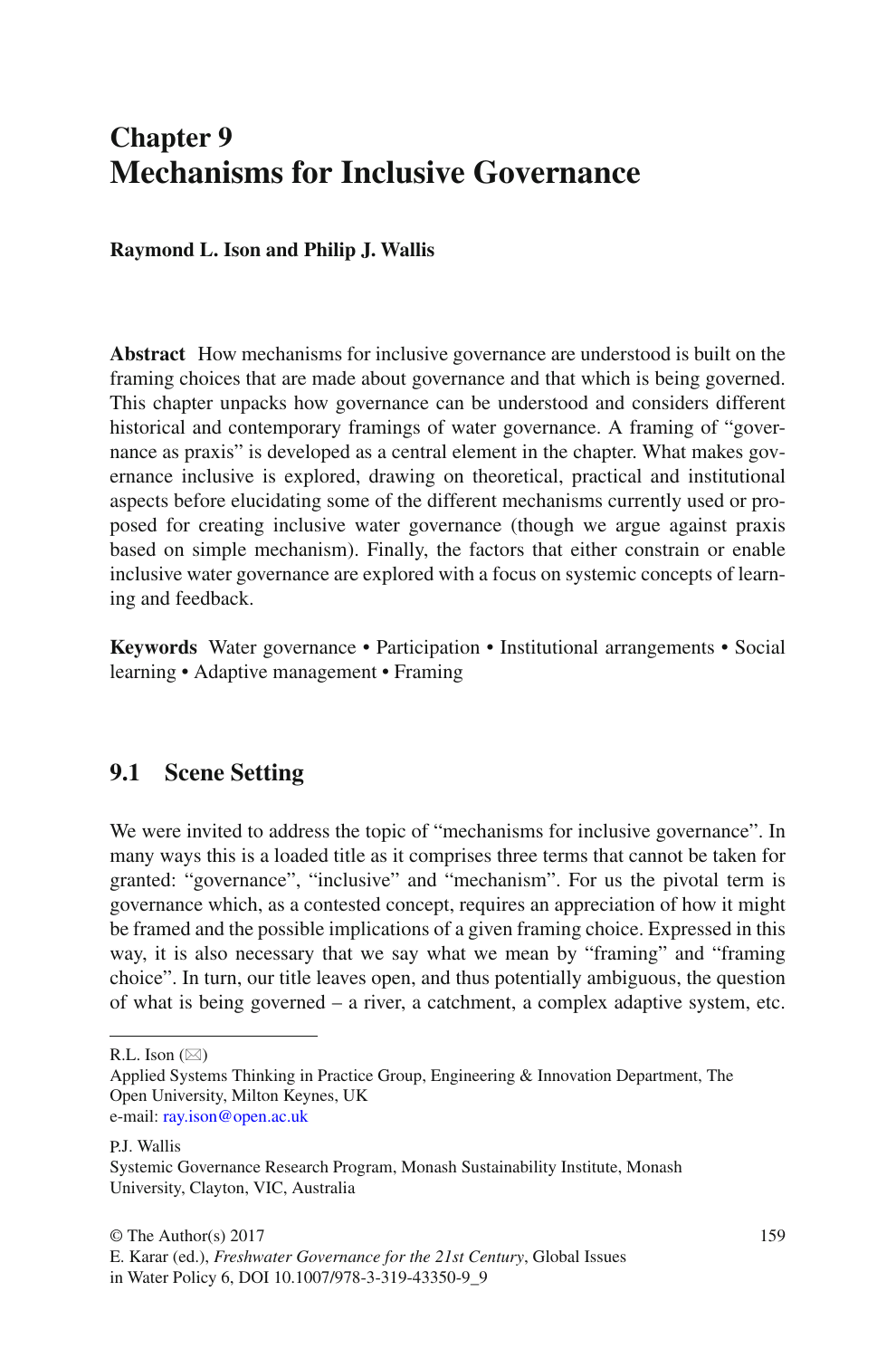# Chapter 9
# Mechanisms for Inclusive Governance

**Raymond L. Ison and Philip J. Wallis**

**Abstract** How mechanisms for inclusive governance are understood is built on the framing choices that are made about governance and that which is being governed. This chapter unpacks how governance can be understood and considers different historical and contemporary framings of water governance. A framing of "governance as praxis" is developed as a central element in the chapter. What makes governance inclusive is explored, drawing on theoretical, practical and institutional aspects before elucidating some of the different mechanisms currently used or proposed for creating inclusive water governance (though we argue against praxis based on simple mechanism). Finally, the factors that either constrain or enable inclusive water governance are explored with a focus on systemic concepts of learning and feedback.

**Keywords** Water governance • Participation • Institutional arrangements • Social learning • Adaptive management • Framing

## 9.1 Scene Setting

We were invited to address the topic of "mechanisms for inclusive governance". In many ways this is a loaded title as it comprises three terms that cannot be taken for granted: "governance", "inclusive" and "mechanism". For us the pivotal term is governance which, as a contested concept, requires an appreciation of how it might be framed and the possible implications of a given framing choice. Expressed in this way, it is also necessary that we say what we mean by "framing" and "framing choice". In turn, our title leaves open, and thus potentially ambiguous, the question of what is being governed – a river, a catchment, a complex adaptive system, etc.

---

R.L. Ison (✉)
Applied Systems Thinking in Practice Group, Engineering & Innovation Department, The Open University, Milton Keynes, UK
e-mail: ray.ison@open.ac.uk

P.J. Wallis
Systemic Governance Research Program, Monash Sustainability Institute, Monash University, Clayton, VIC, Australia

© The Author(s) 2017
E. Karar (ed.), *Freshwater Governance for the 21st Century*, Global Issues in Water Policy 6, DOI 10.1007/978-3-319-43350-9_9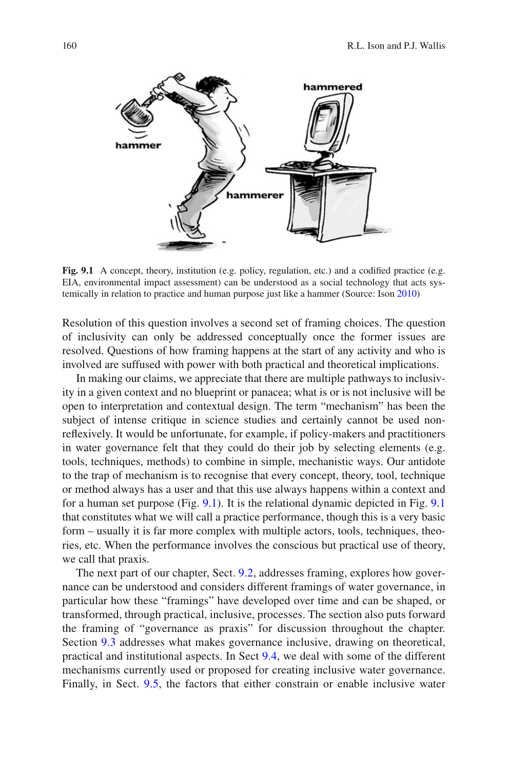hammered

hammer

hammerer

**Fig. 9.1** A concept, theory, institution (e.g. policy, regulation, etc.) and a codified practice (e.g. EIA, environmental impact assessment) can be understood as a social technology that acts systemically in relation to practice and human purpose just like a hammer (Source: Ison 2010)

Resolution of this question involves a second set of framing choices. The question of inclusivity can only be addressed conceptually once the former issues are resolved. Questions of how framing happens at the start of any activity and who is involved are suffused with power with both practical and theoretical implications.

In making our claims, we appreciate that there are multiple pathways to inclusivity in a given context and no blueprint or panacea; what is or is not inclusive will be open to interpretation and contextual design. The term "mechanism" has been the subject of intense critique in science studies and certainly cannot be used non-reflexively. It would be unfortunate, for example, if policy-makers and practitioners in water governance felt that they could do their job by selecting elements (e.g. tools, techniques, methods) to combine in simple, mechanistic ways. Our antidote to the trap of mechanism is to recognise that every concept, theory, tool, technique or method always has a user and that this use always happens within a context and for a human set purpose (Fig. 9.1). It is the relational dynamic depicted in Fig. 9.1 that constitutes what we will call a practice performance, though this is a very basic form – usually it is far more complex with multiple actors, tools, techniques, theories, etc. When the performance involves the conscious but practical use of theory, we call that praxis.

The next part of our chapter, Sect. 9.2, addresses framing, explores how governance can be understood and considers different framings of water governance, in particular how these "framings" have developed over time and can be shaped, or transformed, through practical, inclusive, processes. The section also puts forward the framing of "governance as praxis" for discussion throughout the chapter. Section 9.3 addresses what makes governance inclusive, drawing on theoretical, practical and institutional aspects. In Sect 9.4, we deal with some of the different mechanisms currently used or proposed for creating inclusive water governance. Finally, in Sect. 9.5, the factors that either constrain or enable inclusive water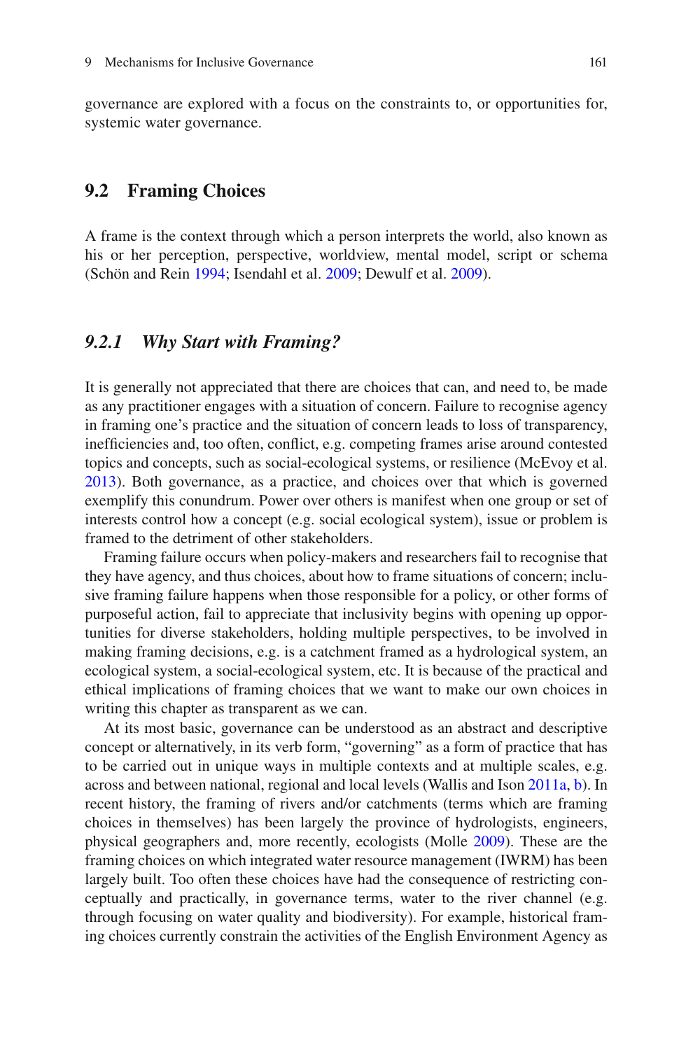governance are explored with a focus on the constraints to, or opportunities for, systemic water governance.

## 9.2 Framing Choices

A frame is the context through which a person interprets the world, also known as his or her perception, perspective, worldview, mental model, script or schema (Schön and Rein 1994; Isendahl et al. 2009; Dewulf et al. 2009).

### *9.2.1 Why Start with Framing?*

It is generally not appreciated that there are choices that can, and need to, be made as any practitioner engages with a situation of concern. Failure to recognise agency in framing one's practice and the situation of concern leads to loss of transparency, inefficiencies and, too often, conflict, e.g. competing frames arise around contested topics and concepts, such as social-ecological systems, or resilience (McEvoy et al. 2013). Both governance, as a practice, and choices over that which is governed exemplify this conundrum. Power over others is manifest when one group or set of interests control how a concept (e.g. social ecological system), issue or problem is framed to the detriment of other stakeholders.

Framing failure occurs when policy-makers and researchers fail to recognise that they have agency, and thus choices, about how to frame situations of concern; inclusive framing failure happens when those responsible for a policy, or other forms of purposeful action, fail to appreciate that inclusivity begins with opening up opportunities for diverse stakeholders, holding multiple perspectives, to be involved in making framing decisions, e.g. is a catchment framed as a hydrological system, an ecological system, a social-ecological system, etc. It is because of the practical and ethical implications of framing choices that we want to make our own choices in writing this chapter as transparent as we can.

At its most basic, governance can be understood as an abstract and descriptive concept or alternatively, in its verb form, "governing" as a form of practice that has to be carried out in unique ways in multiple contexts and at multiple scales, e.g. across and between national, regional and local levels (Wallis and Ison 2011a, b). In recent history, the framing of rivers and/or catchments (terms which are framing choices in themselves) has been largely the province of hydrologists, engineers, physical geographers and, more recently, ecologists (Molle 2009). These are the framing choices on which integrated water resource management (IWRM) has been largely built. Too often these choices have had the consequence of restricting conceptually and practically, in governance terms, water to the river channel (e.g. through focusing on water quality and biodiversity). For example, historical framing choices currently constrain the activities of the English Environment Agency as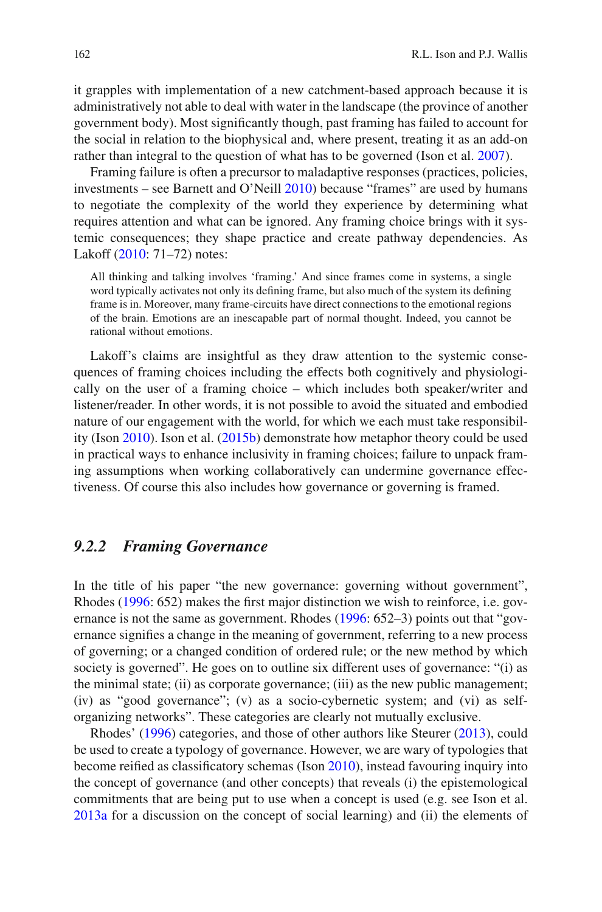it grapples with implementation of a new catchment-based approach because it is administratively not able to deal with water in the landscape (the province of another government body). Most significantly though, past framing has failed to account for the social in relation to the biophysical and, where present, treating it as an add-on rather than integral to the question of what has to be governed (Ison et al. 2007).

Framing failure is often a precursor to maladaptive responses (practices, policies, investments – see Barnett and O'Neill 2010) because "frames" are used by humans to negotiate the complexity of the world they experience by determining what requires attention and what can be ignored. Any framing choice brings with it systemic consequences; they shape practice and create pathway dependencies. As Lakoff (2010: 71–72) notes:

> All thinking and talking involves 'framing.' And since frames come in systems, a single word typically activates not only its defining frame, but also much of the system its defining frame is in. Moreover, many frame-circuits have direct connections to the emotional regions of the brain. Emotions are an inescapable part of normal thought. Indeed, you cannot be rational without emotions.

Lakoff's claims are insightful as they draw attention to the systemic consequences of framing choices including the effects both cognitively and physiologically on the user of a framing choice – which includes both speaker/writer and listener/reader. In other words, it is not possible to avoid the situated and embodied nature of our engagement with the world, for which we each must take responsibility (Ison 2010). Ison et al. (2015b) demonstrate how metaphor theory could be used in practical ways to enhance inclusivity in framing choices; failure to unpack framing assumptions when working collaboratively can undermine governance effectiveness. Of course this also includes how governance or governing is framed.

### *9.2.2 Framing Governance*

In the title of his paper "the new governance: governing without government", Rhodes (1996: 652) makes the first major distinction we wish to reinforce, i.e. governance is not the same as government. Rhodes (1996: 652–3) points out that "governance signifies a change in the meaning of government, referring to a new process of governing; or a changed condition of ordered rule; or the new method by which society is governed". He goes on to outline six different uses of governance: "(i) as the minimal state; (ii) as corporate governance; (iii) as the new public management; (iv) as "good governance"; (v) as a socio-cybernetic system; and (vi) as self-organizing networks". These categories are clearly not mutually exclusive.

Rhodes' (1996) categories, and those of other authors like Steurer (2013), could be used to create a typology of governance. However, we are wary of typologies that become reified as classificatory schemas (Ison 2010), instead favouring inquiry into the concept of governance (and other concepts) that reveals (i) the epistemological commitments that are being put to use when a concept is used (e.g. see Ison et al. 2013a for a discussion on the concept of social learning) and (ii) the elements of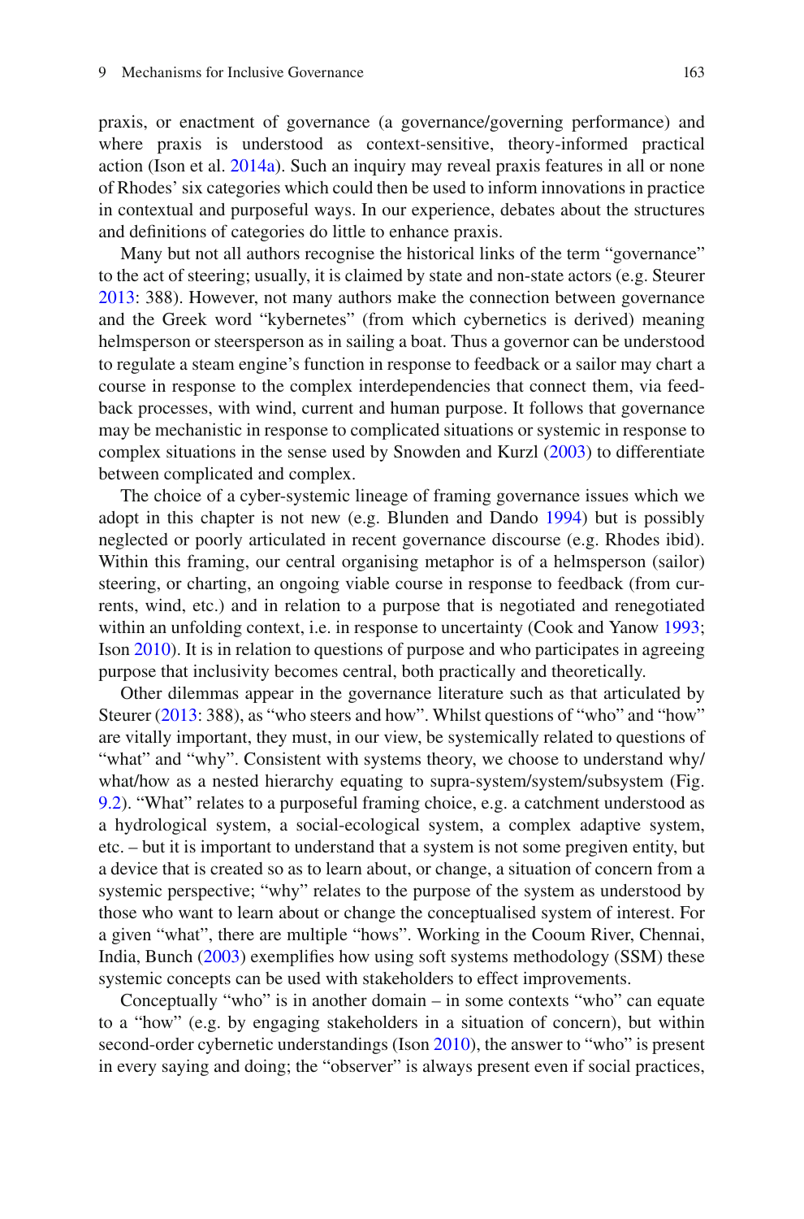praxis, or enactment of governance (a governance/governing performance) and where praxis is understood as context-sensitive, theory-informed practical action (Ison et al. 2014a). Such an inquiry may reveal praxis features in all or none of Rhodes' six categories which could then be used to inform innovations in practice in contextual and purposeful ways. In our experience, debates about the structures and definitions of categories do little to enhance praxis.

Many but not all authors recognise the historical links of the term "governance" to the act of steering; usually, it is claimed by state and non-state actors (e.g. Steurer 2013: 388). However, not many authors make the connection between governance and the Greek word "kybernetes" (from which cybernetics is derived) meaning helmsperson or steersperson as in sailing a boat. Thus a governor can be understood to regulate a steam engine's function in response to feedback or a sailor may chart a course in response to the complex interdependencies that connect them, via feedback processes, with wind, current and human purpose. It follows that governance may be mechanistic in response to complicated situations or systemic in response to complex situations in the sense used by Snowden and Kurzl (2003) to differentiate between complicated and complex.

The choice of a cyber-systemic lineage of framing governance issues which we adopt in this chapter is not new (e.g. Blunden and Dando 1994) but is possibly neglected or poorly articulated in recent governance discourse (e.g. Rhodes ibid). Within this framing, our central organising metaphor is of a helmsperson (sailor) steering, or charting, an ongoing viable course in response to feedback (from currents, wind, etc.) and in relation to a purpose that is negotiated and renegotiated within an unfolding context, i.e. in response to uncertainty (Cook and Yanow 1993; Ison 2010). It is in relation to questions of purpose and who participates in agreeing purpose that inclusivity becomes central, both practically and theoretically.

Other dilemmas appear in the governance literature such as that articulated by Steurer (2013: 388), as "who steers and how". Whilst questions of "who" and "how" are vitally important, they must, in our view, be systemically related to questions of "what" and "why". Consistent with systems theory, we choose to understand why/what/how as a nested hierarchy equating to supra-system/system/subsystem (Fig. 9.2). "What" relates to a purposeful framing choice, e.g. a catchment understood as a hydrological system, a social-ecological system, a complex adaptive system, etc. – but it is important to understand that a system is not some pregiven entity, but a device that is created so as to learn about, or change, a situation of concern from a systemic perspective; "why" relates to the purpose of the system as understood by those who want to learn about or change the conceptualised system of interest. For a given "what", there are multiple "hows". Working in the Cooum River, Chennai, India, Bunch (2003) exemplifies how using soft systems methodology (SSM) these systemic concepts can be used with stakeholders to effect improvements.

Conceptually "who" is in another domain – in some contexts "who" can equate to a "how" (e.g. by engaging stakeholders in a situation of concern), but within second-order cybernetic understandings (Ison 2010), the answer to "who" is present in every saying and doing; the "observer" is always present even if social practices,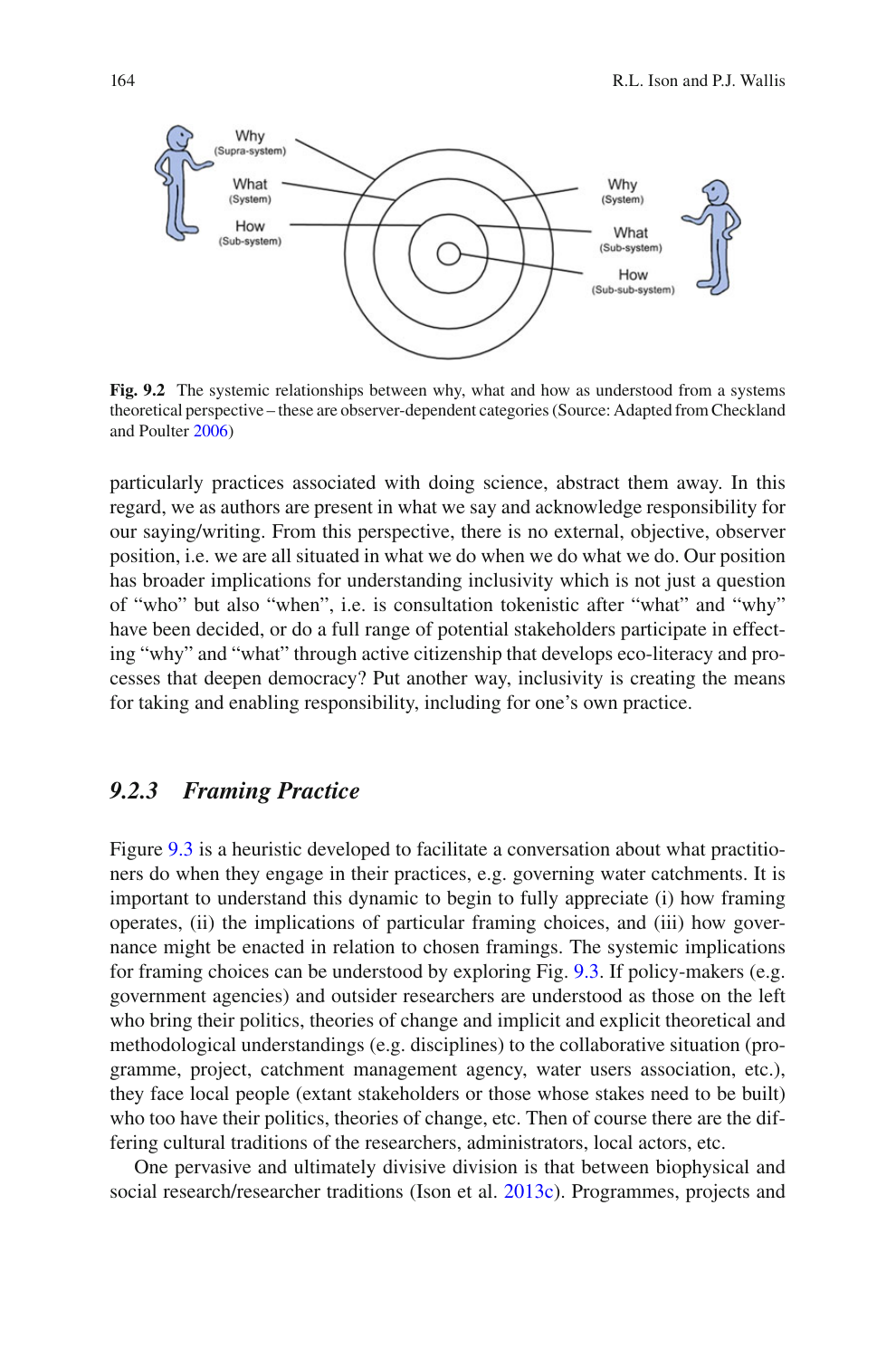Why
(Supra-system)

What
(System)

How
(Sub-system)

Why
(System)

What
(Sub-system)

How
(Sub-sub-system)

**Fig. 9.2** The systemic relationships between why, what and how as understood from a systems theoretical perspective – these are observer-dependent categories (Source: Adapted from Checkland and Poulter 2006)

particularly practices associated with doing science, abstract them away. In this regard, we as authors are present in what we say and acknowledge responsibility for our saying/writing. From this perspective, there is no external, objective, observer position, i.e. we are all situated in what we do when we do what we do. Our position has broader implications for understanding inclusivity which is not just a question of "who" but also "when", i.e. is consultation tokenistic after "what" and "why" have been decided, or do a full range of potential stakeholders participate in effecting "why" and "what" through active citizenship that develops eco-literacy and processes that deepen democracy? Put another way, inclusivity is creating the means for taking and enabling responsibility, including for one's own practice.

### *9.2.3 Framing Practice*

Figure 9.3 is a heuristic developed to facilitate a conversation about what practitioners do when they engage in their practices, e.g. governing water catchments. It is important to understand this dynamic to begin to fully appreciate (i) how framing operates, (ii) the implications of particular framing choices, and (iii) how governance might be enacted in relation to chosen framings. The systemic implications for framing choices can be understood by exploring Fig. 9.3. If policy-makers (e.g. government agencies) and outsider researchers are understood as those on the left who bring their politics, theories of change and implicit and explicit theoretical and methodological understandings (e.g. disciplines) to the collaborative situation (programme, project, catchment management agency, water users association, etc.), they face local people (extant stakeholders or those whose stakes need to be built) who too have their politics, theories of change, etc. Then of course there are the differing cultural traditions of the researchers, administrators, local actors, etc.

One pervasive and ultimately divisive division is that between biophysical and social research/researcher traditions (Ison et al. 2013c). Programmes, projects and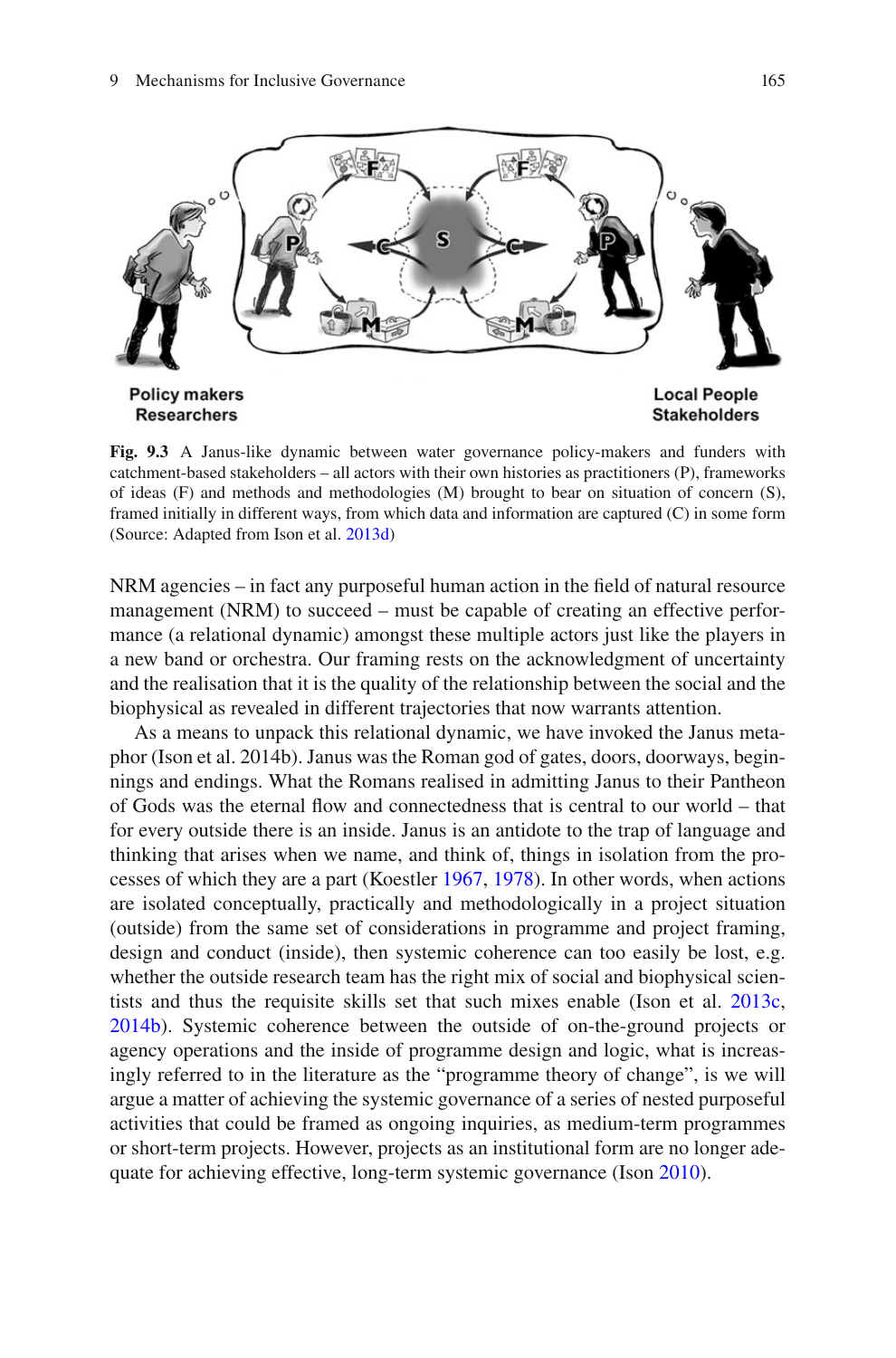Policy makers
Researchers

Local People
Stakeholders

**Fig. 9.3** A Janus-like dynamic between water governance policy-makers and funders with catchment-based stakeholders – all actors with their own histories as practitioners (P), frameworks of ideas (F) and methods and methodologies (M) brought to bear on situation of concern (S), framed initially in different ways, from which data and information are captured (C) in some form (Source: Adapted from Ison et al. 2013d)

NRM agencies – in fact any purposeful human action in the field of natural resource management (NRM) to succeed – must be capable of creating an effective performance (a relational dynamic) amongst these multiple actors just like the players in a new band or orchestra. Our framing rests on the acknowledgment of uncertainty and the realisation that it is the quality of the relationship between the social and the biophysical as revealed in different trajectories that now warrants attention.

As a means to unpack this relational dynamic, we have invoked the Janus metaphor (Ison et al. 2014b). Janus was the Roman god of gates, doors, doorways, beginnings and endings. What the Romans realised in admitting Janus to their Pantheon of Gods was the eternal flow and connectedness that is central to our world – that for every outside there is an inside. Janus is an antidote to the trap of language and thinking that arises when we name, and think of, things in isolation from the processes of which they are a part (Koestler 1967, 1978). In other words, when actions are isolated conceptually, practically and methodologically in a project situation (outside) from the same set of considerations in programme and project framing, design and conduct (inside), then systemic coherence can too easily be lost, e.g. whether the outside research team has the right mix of social and biophysical scientists and thus the requisite skills set that such mixes enable (Ison et al. 2013c, 2014b). Systemic coherence between the outside of on-the-ground projects or agency operations and the inside of programme design and logic, what is increasingly referred to in the literature as the "programme theory of change", is we will argue a matter of achieving the systemic governance of a series of nested purposeful activities that could be framed as ongoing inquiries, as medium-term programmes or short-term projects. However, projects as an institutional form are no longer adequate for achieving effective, long-term systemic governance (Ison 2010).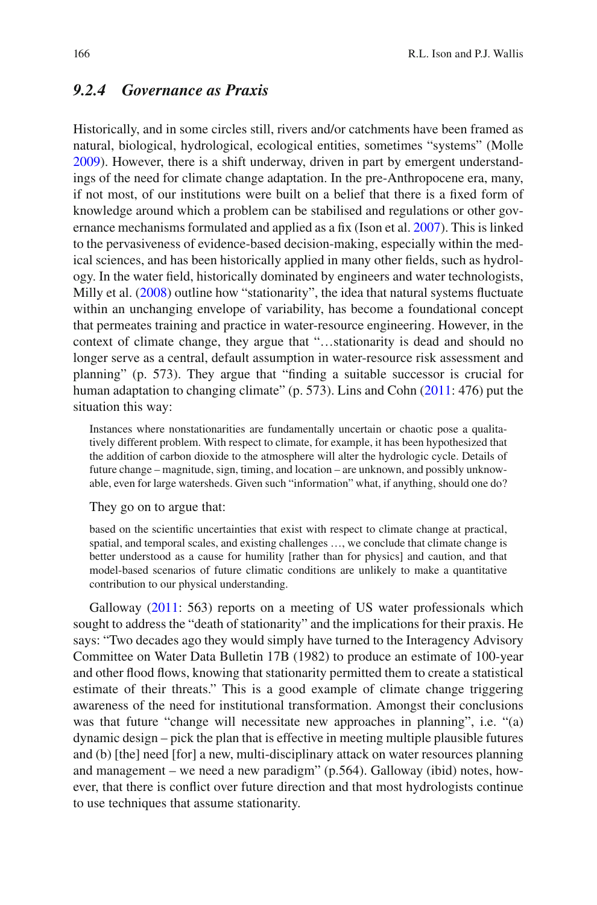### *9.2.4 Governance as Praxis*

Historically, and in some circles still, rivers and/or catchments have been framed as natural, biological, hydrological, ecological entities, sometimes "systems" (Molle 2009). However, there is a shift underway, driven in part by emergent understandings of the need for climate change adaptation. In the pre-Anthropocene era, many, if not most, of our institutions were built on a belief that there is a fixed form of knowledge around which a problem can be stabilised and regulations or other governance mechanisms formulated and applied as a fix (Ison et al. 2007). This is linked to the pervasiveness of evidence-based decision-making, especially within the medical sciences, and has been historically applied in many other fields, such as hydrology. In the water field, historically dominated by engineers and water technologists, Milly et al. (2008) outline how "stationarity", the idea that natural systems fluctuate within an unchanging envelope of variability, has become a foundational concept that permeates training and practice in water-resource engineering. However, in the context of climate change, they argue that "…stationarity is dead and should no longer serve as a central, default assumption in water-resource risk assessment and planning" (p. 573). They argue that "finding a suitable successor is crucial for human adaptation to changing climate" (p. 573). Lins and Cohn (2011: 476) put the situation this way:

> Instances where nonstationarities are fundamentally uncertain or chaotic pose a qualitatively different problem. With respect to climate, for example, it has been hypothesized that the addition of carbon dioxide to the atmosphere will alter the hydrologic cycle. Details of future change – magnitude, sign, timing, and location – are unknown, and possibly unknowable, even for large watersheds. Given such "information" what, if anything, should one do?

They go on to argue that:

> based on the scientific uncertainties that exist with respect to climate change at practical, spatial, and temporal scales, and existing challenges …, we conclude that climate change is better understood as a cause for humility [rather than for physics] and caution, and that model-based scenarios of future climatic conditions are unlikely to make a quantitative contribution to our physical understanding.

Galloway (2011: 563) reports on a meeting of US water professionals which sought to address the "death of stationarity" and the implications for their praxis. He says: "Two decades ago they would simply have turned to the Interagency Advisory Committee on Water Data Bulletin 17B (1982) to produce an estimate of 100-year and other flood flows, knowing that stationarity permitted them to create a statistical estimate of their threats." This is a good example of climate change triggering awareness of the need for institutional transformation. Amongst their conclusions was that future "change will necessitate new approaches in planning", i.e. "(a) dynamic design – pick the plan that is effective in meeting multiple plausible futures and (b) [the] need [for] a new, multi-disciplinary attack on water resources planning and management – we need a new paradigm" (p.564). Galloway (ibid) notes, however, that there is conflict over future direction and that most hydrologists continue to use techniques that assume stationarity.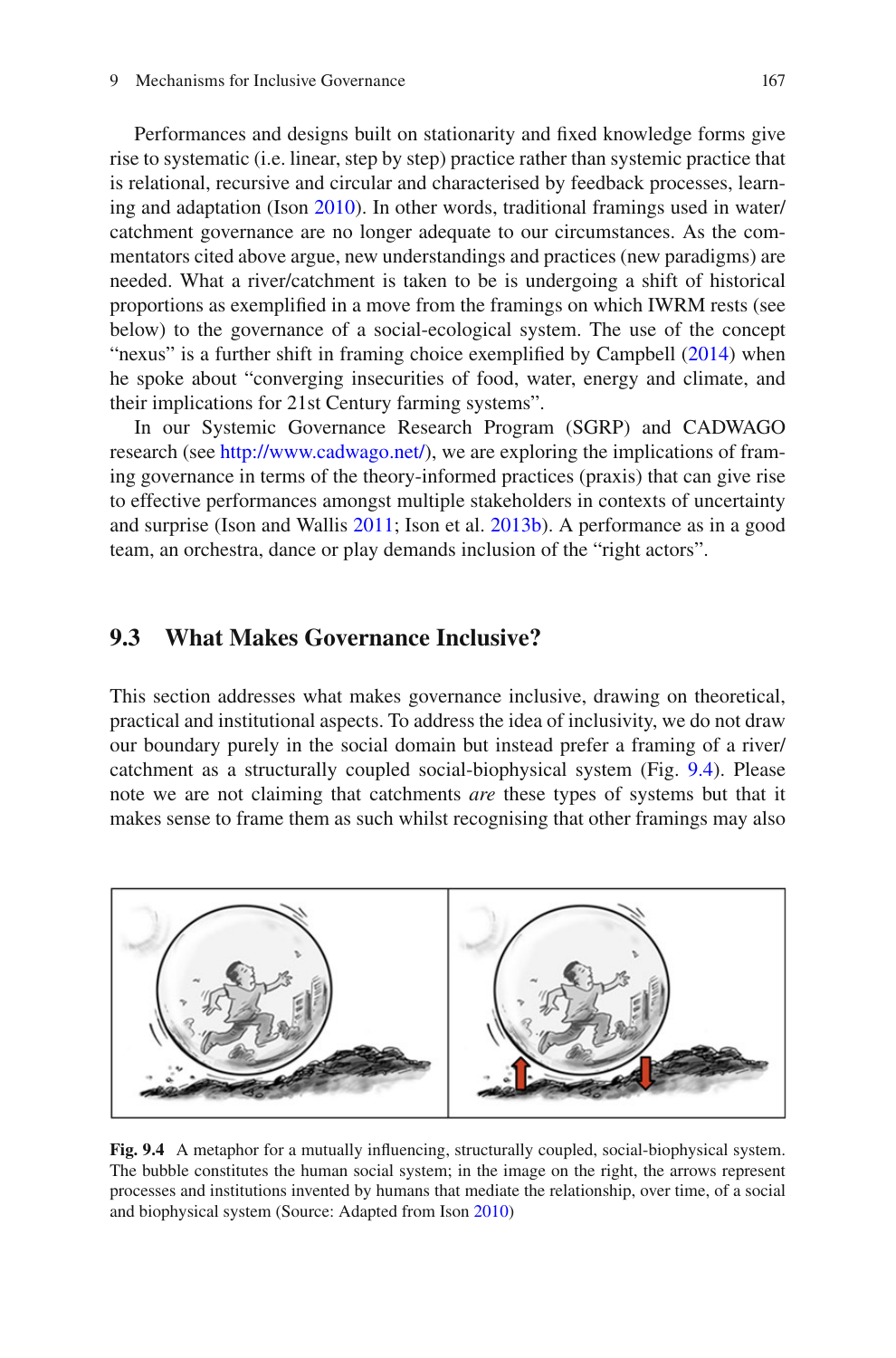Performances and designs built on stationarity and fixed knowledge forms give rise to systematic (i.e. linear, step by step) practice rather than systemic practice that is relational, recursive and circular and characterised by feedback processes, learning and adaptation (Ison 2010). In other words, traditional framings used in water/catchment governance are no longer adequate to our circumstances. As the commentators cited above argue, new understandings and practices (new paradigms) are needed. What a river/catchment is taken to be is undergoing a shift of historical proportions as exemplified in a move from the framings on which IWRM rests (see below) to the governance of a social-ecological system. The use of the concept "nexus" is a further shift in framing choice exemplified by Campbell (2014) when he spoke about "converging insecurities of food, water, energy and climate, and their implications for 21st Century farming systems".

In our Systemic Governance Research Program (SGRP) and CADWAGO research (see http://www.cadwago.net/), we are exploring the implications of framing governance in terms of the theory-informed practices (praxis) that can give rise to effective performances amongst multiple stakeholders in contexts of uncertainty and surprise (Ison and Wallis 2011; Ison et al. 2013b). A performance as in a good team, an orchestra, dance or play demands inclusion of the "right actors".

## 9.3 What Makes Governance Inclusive?

This section addresses what makes governance inclusive, drawing on theoretical, practical and institutional aspects. To address the idea of inclusivity, we do not draw our boundary purely in the social domain but instead prefer a framing of a river/catchment as a structurally coupled social-biophysical system (Fig. 9.4). Please note we are not claiming that catchments *are* these types of systems but that it makes sense to frame them as such whilst recognising that other framings may also

**Fig. 9.4** A metaphor for a mutually influencing, structurally coupled, social-biophysical system. The bubble constitutes the human social system; in the image on the right, the arrows represent processes and institutions invented by humans that mediate the relationship, over time, of a social and biophysical system (Source: Adapted from Ison 2010)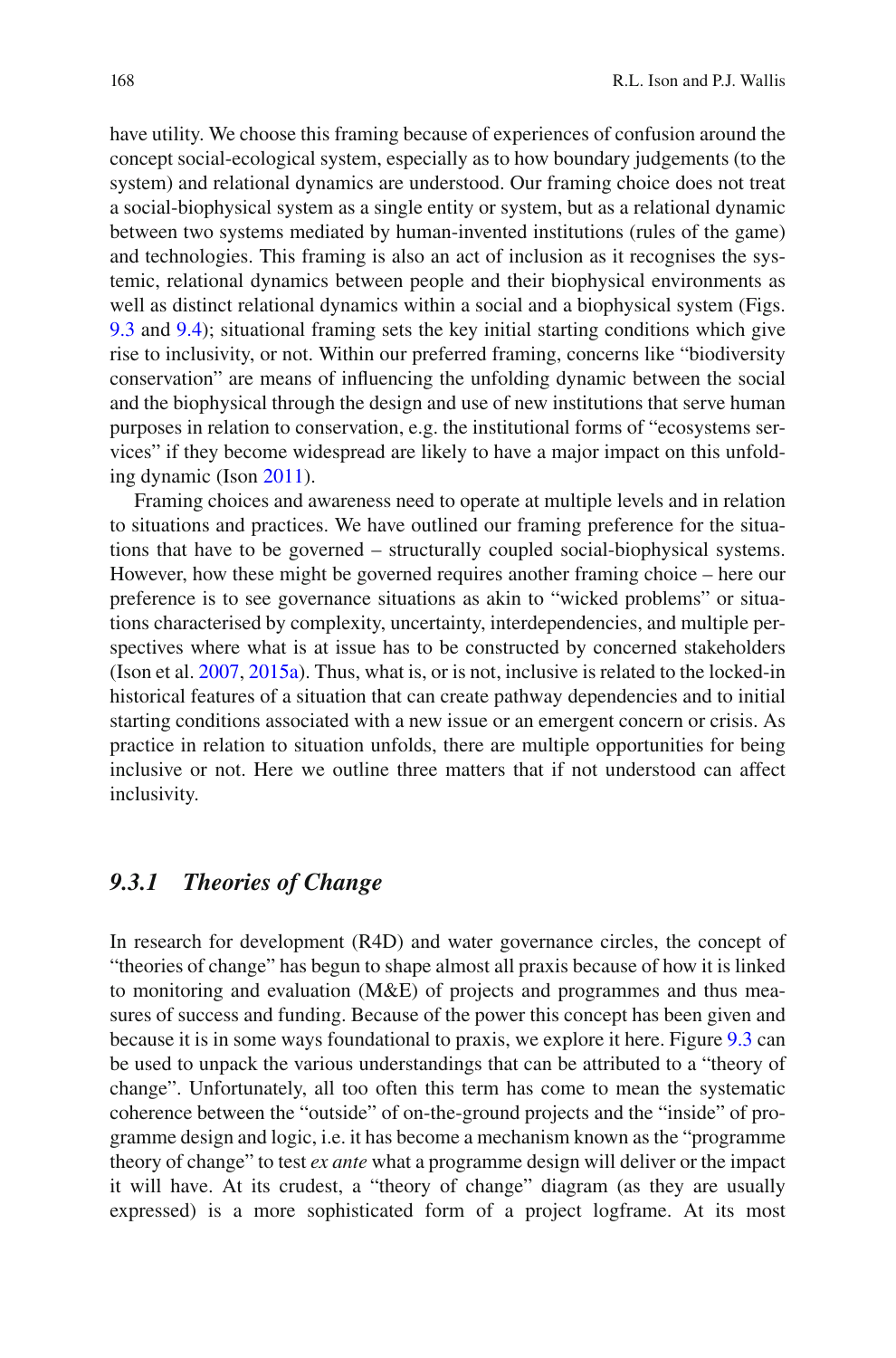have utility. We choose this framing because of experiences of confusion around the concept social-ecological system, especially as to how boundary judgements (to the system) and relational dynamics are understood. Our framing choice does not treat a social-biophysical system as a single entity or system, but as a relational dynamic between two systems mediated by human-invented institutions (rules of the game) and technologies. This framing is also an act of inclusion as it recognises the systemic, relational dynamics between people and their biophysical environments as well as distinct relational dynamics within a social and a biophysical system (Figs. 9.3 and 9.4); situational framing sets the key initial starting conditions which give rise to inclusivity, or not. Within our preferred framing, concerns like "biodiversity conservation" are means of influencing the unfolding dynamic between the social and the biophysical through the design and use of new institutions that serve human purposes in relation to conservation, e.g. the institutional forms of "ecosystems services" if they become widespread are likely to have a major impact on this unfolding dynamic (Ison 2011).

Framing choices and awareness need to operate at multiple levels and in relation to situations and practices. We have outlined our framing preference for the situations that have to be governed – structurally coupled social-biophysical systems. However, how these might be governed requires another framing choice – here our preference is to see governance situations as akin to "wicked problems" or situations characterised by complexity, uncertainty, interdependencies, and multiple perspectives where what is at issue has to be constructed by concerned stakeholders (Ison et al. 2007, 2015a). Thus, what is, or is not, inclusive is related to the locked-in historical features of a situation that can create pathway dependencies and to initial starting conditions associated with a new issue or an emergent concern or crisis. As practice in relation to situation unfolds, there are multiple opportunities for being inclusive or not. Here we outline three matters that if not understood can affect inclusivity.

### *9.3.1 Theories of Change*

In research for development (R4D) and water governance circles, the concept of "theories of change" has begun to shape almost all praxis because of how it is linked to monitoring and evaluation (M&E) of projects and programmes and thus measures of success and funding. Because of the power this concept has been given and because it is in some ways foundational to praxis, we explore it here. Figure 9.3 can be used to unpack the various understandings that can be attributed to a "theory of change". Unfortunately, all too often this term has come to mean the systematic coherence between the "outside" of on-the-ground projects and the "inside" of programme design and logic, i.e. it has become a mechanism known as the "programme theory of change" to test *ex ante* what a programme design will deliver or the impact it will have. At its crudest, a "theory of change" diagram (as they are usually expressed) is a more sophisticated form of a project logframe. At its most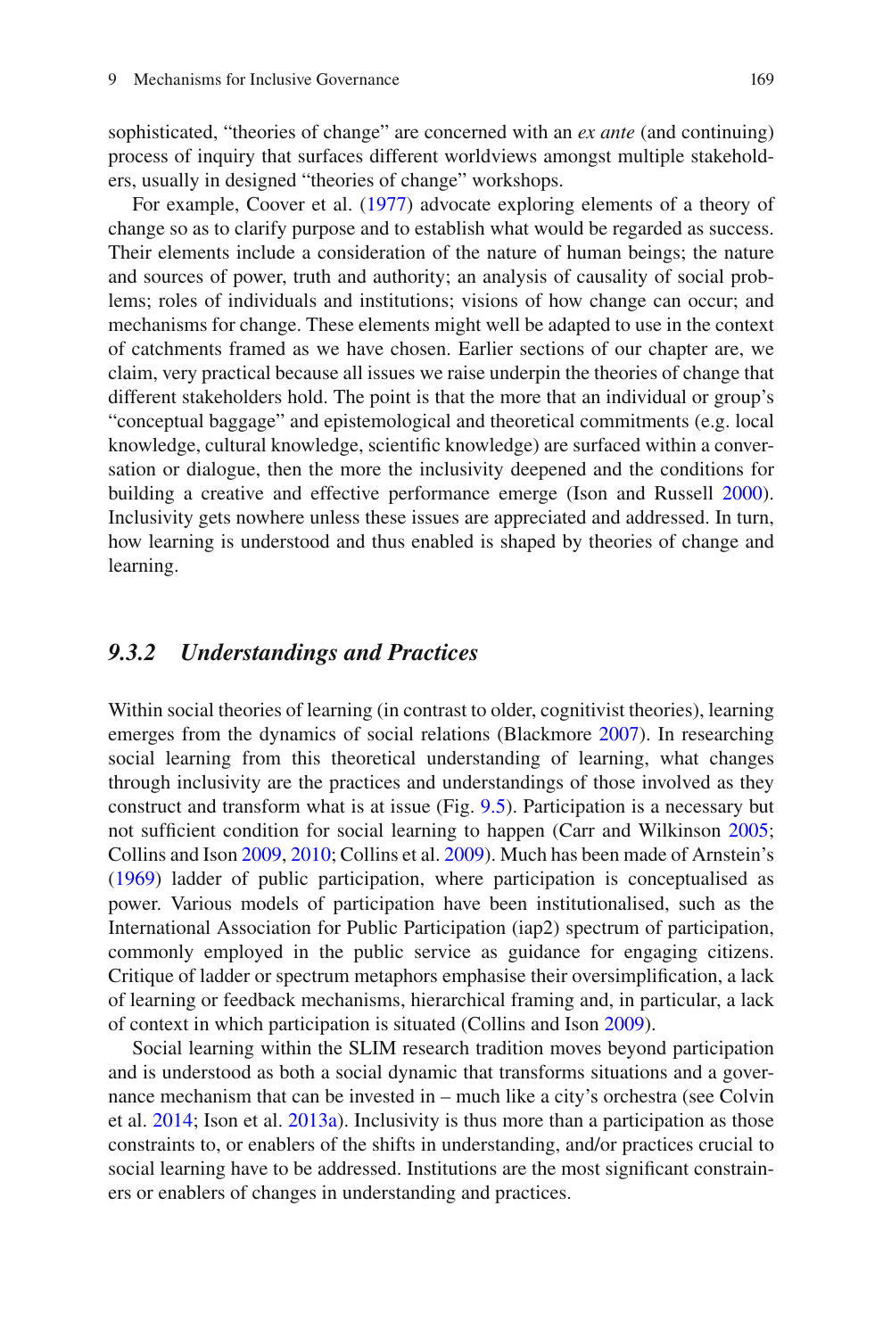sophisticated, "theories of change" are concerned with an *ex ante* (and continuing) process of inquiry that surfaces different worldviews amongst multiple stakeholders, usually in designed "theories of change" workshops.

For example, Coover et al. (1977) advocate exploring elements of a theory of change so as to clarify purpose and to establish what would be regarded as success. Their elements include a consideration of the nature of human beings; the nature and sources of power, truth and authority; an analysis of causality of social problems; roles of individuals and institutions; visions of how change can occur; and mechanisms for change. These elements might well be adapted to use in the context of catchments framed as we have chosen. Earlier sections of our chapter are, we claim, very practical because all issues we raise underpin the theories of change that different stakeholders hold. The point is that the more that an individual or group's "conceptual baggage" and epistemological and theoretical commitments (e.g. local knowledge, cultural knowledge, scientific knowledge) are surfaced within a conversation or dialogue, then the more the inclusivity deepened and the conditions for building a creative and effective performance emerge (Ison and Russell 2000). Inclusivity gets nowhere unless these issues are appreciated and addressed. In turn, how learning is understood and thus enabled is shaped by theories of change and learning.

### *9.3.2 Understandings and Practices*

Within social theories of learning (in contrast to older, cognitivist theories), learning emerges from the dynamics of social relations (Blackmore 2007). In researching social learning from this theoretical understanding of learning, what changes through inclusivity are the practices and understandings of those involved as they construct and transform what is at issue (Fig. 9.5). Participation is a necessary but not sufficient condition for social learning to happen (Carr and Wilkinson 2005; Collins and Ison 2009, 2010; Collins et al. 2009). Much has been made of Arnstein's (1969) ladder of public participation, where participation is conceptualised as power. Various models of participation have been institutionalised, such as the International Association for Public Participation (iap2) spectrum of participation, commonly employed in the public service as guidance for engaging citizens. Critique of ladder or spectrum metaphors emphasise their oversimplification, a lack of learning or feedback mechanisms, hierarchical framing and, in particular, a lack of context in which participation is situated (Collins and Ison 2009).

Social learning within the SLIM research tradition moves beyond participation and is understood as both a social dynamic that transforms situations and a governance mechanism that can be invested in – much like a city's orchestra (see Colvin et al. 2014; Ison et al. 2013a). Inclusivity is thus more than a participation as those constraints to, or enablers of the shifts in understanding, and/or practices crucial to social learning have to be addressed. Institutions are the most significant constrainers or enablers of changes in understanding and practices.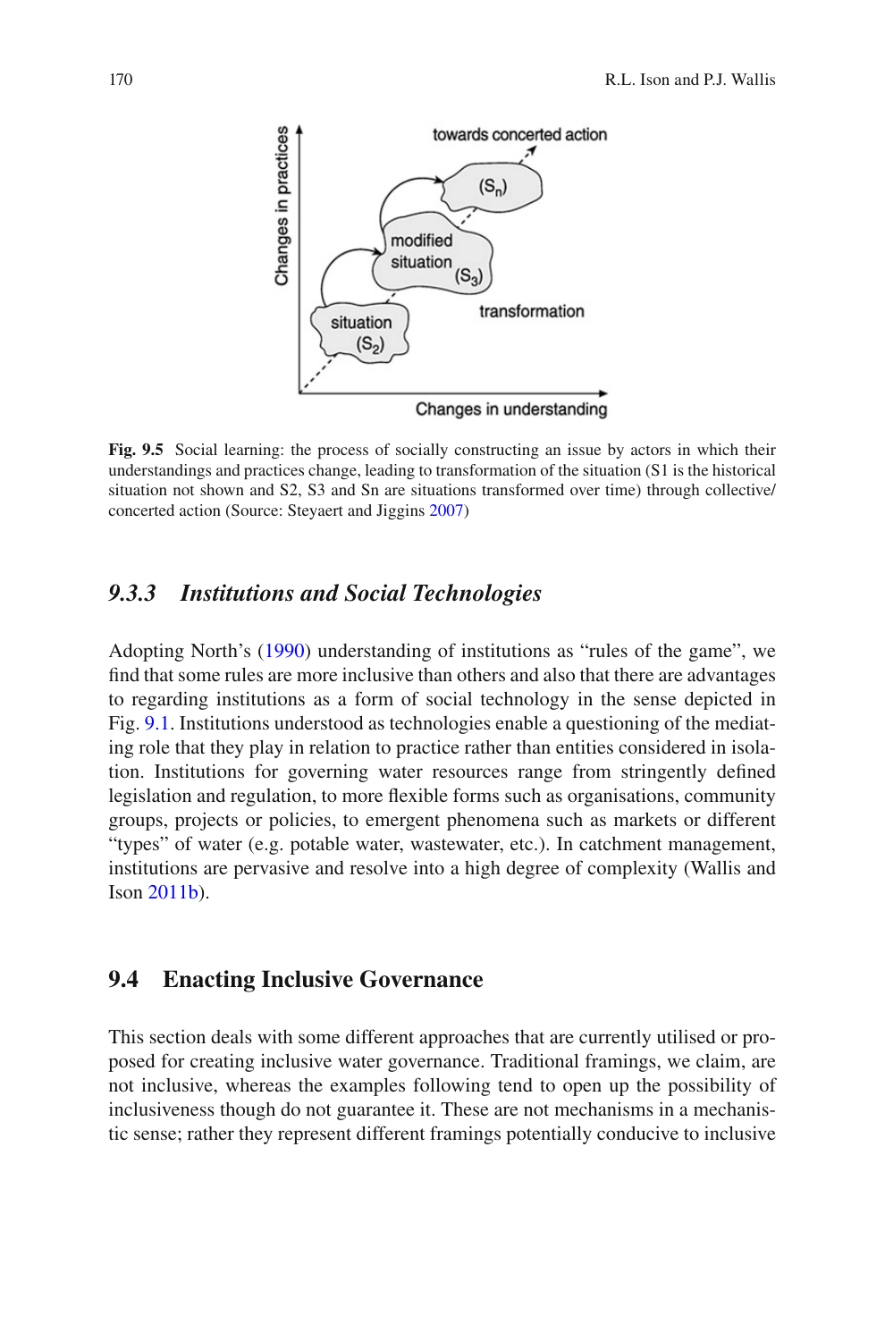Fig. 9.5 Social learning: the process of socially constructing an issue by actors in which their understandings and practices change, leading to transformation of the situation (S1 is the historical situation not shown and S2, S3 and Sn are situations transformed over time) through collective/concerted action (Source: Steyaert and Jiggins 2007)

### *9.3.3 Institutions and Social Technologies*

Adopting North's (1990) understanding of institutions as "rules of the game", we find that some rules are more inclusive than others and also that there are advantages to regarding institutions as a form of social technology in the sense depicted in Fig. 9.1. Institutions understood as technologies enable a questioning of the mediating role that they play in relation to practice rather than entities considered in isolation. Institutions for governing water resources range from stringently defined legislation and regulation, to more flexible forms such as organisations, community groups, projects or policies, to emergent phenomena such as markets or different "types" of water (e.g. potable water, wastewater, etc.). In catchment management, institutions are pervasive and resolve into a high degree of complexity (Wallis and Ison 2011b).

## 9.4 Enacting Inclusive Governance

This section deals with some different approaches that are currently utilised or proposed for creating inclusive water governance. Traditional framings, we claim, are not inclusive, whereas the examples following tend to open up the possibility of inclusiveness though do not guarantee it. These are not mechanisms in a mechanistic sense; rather they represent different framings potentially conducive to inclusive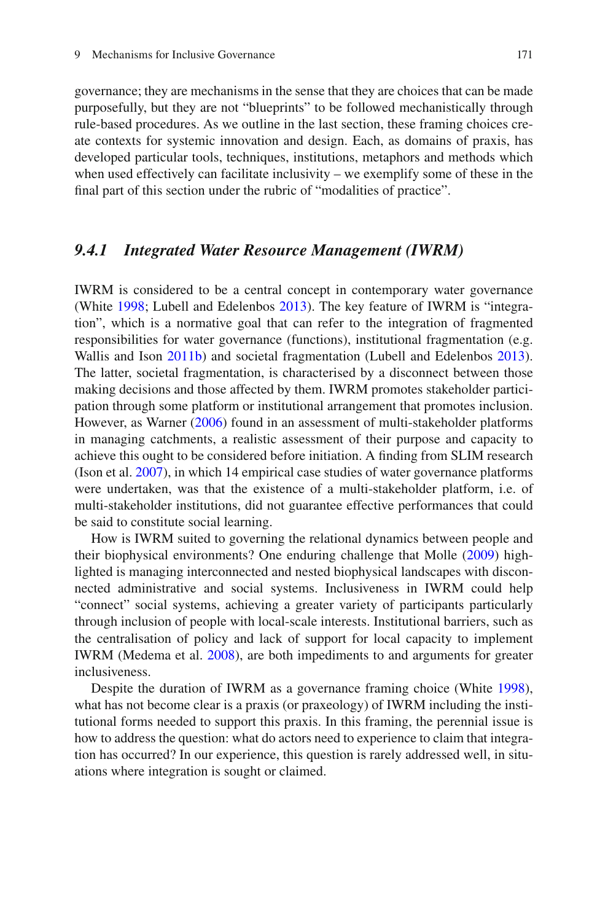governance; they are mechanisms in the sense that they are choices that can be made purposefully, but they are not "blueprints" to be followed mechanistically through rule-based procedures. As we outline in the last section, these framing choices create contexts for systemic innovation and design. Each, as domains of praxis, has developed particular tools, techniques, institutions, metaphors and methods which when used effectively can facilitate inclusivity – we exemplify some of these in the final part of this section under the rubric of "modalities of practice".

### *9.4.1 Integrated Water Resource Management (IWRM)*

IWRM is considered to be a central concept in contemporary water governance (White 1998; Lubell and Edelenbos 2013). The key feature of IWRM is "integration", which is a normative goal that can refer to the integration of fragmented responsibilities for water governance (functions), institutional fragmentation (e.g. Wallis and Ison 2011b) and societal fragmentation (Lubell and Edelenbos 2013). The latter, societal fragmentation, is characterised by a disconnect between those making decisions and those affected by them. IWRM promotes stakeholder participation through some platform or institutional arrangement that promotes inclusion. However, as Warner (2006) found in an assessment of multi-stakeholder platforms in managing catchments, a realistic assessment of their purpose and capacity to achieve this ought to be considered before initiation. A finding from SLIM research (Ison et al. 2007), in which 14 empirical case studies of water governance platforms were undertaken, was that the existence of a multi-stakeholder platform, i.e. of multi-stakeholder institutions, did not guarantee effective performances that could be said to constitute social learning.

How is IWRM suited to governing the relational dynamics between people and their biophysical environments? One enduring challenge that Molle (2009) highlighted is managing interconnected and nested biophysical landscapes with disconnected administrative and social systems. Inclusiveness in IWRM could help "connect" social systems, achieving a greater variety of participants particularly through inclusion of people with local-scale interests. Institutional barriers, such as the centralisation of policy and lack of support for local capacity to implement IWRM (Medema et al. 2008), are both impediments to and arguments for greater inclusiveness.

Despite the duration of IWRM as a governance framing choice (White 1998), what has not become clear is a praxis (or praxeology) of IWRM including the institutional forms needed to support this praxis. In this framing, the perennial issue is how to address the question: what do actors need to experience to claim that integration has occurred? In our experience, this question is rarely addressed well, in situations where integration is sought or claimed.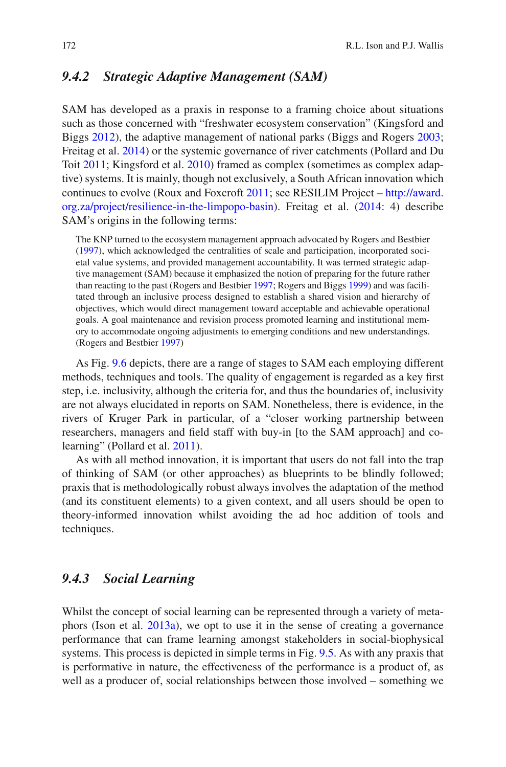### 9.4.2 Strategic Adaptive Management (SAM)

SAM has developed as a praxis in response to a framing choice about situations such as those concerned with "freshwater ecosystem conservation" (Kingsford and Biggs 2012), the adaptive management of national parks (Biggs and Rogers 2003; Freitag et al. 2014) or the systemic governance of river catchments (Pollard and Du Toit 2011; Kingsford et al. 2010) framed as complex (sometimes as complex adaptive) systems. It is mainly, though not exclusively, a South African innovation which continues to evolve (Roux and Foxcroft 2011; see RESILIM Project – http://award.org.za/project/resilience-in-the-limpopo-basin). Freitag et al. (2014: 4) describe SAM's origins in the following terms:

> The KNP turned to the ecosystem management approach advocated by Rogers and Bestbier (1997), which acknowledged the centralities of scale and participation, incorporated societal value systems, and provided management accountability. It was termed strategic adaptive management (SAM) because it emphasized the notion of preparing for the future rather than reacting to the past (Rogers and Bestbier 1997; Rogers and Biggs 1999) and was facilitated through an inclusive process designed to establish a shared vision and hierarchy of objectives, which would direct management toward acceptable and achievable operational goals. A goal maintenance and revision process promoted learning and institutional memory to accommodate ongoing adjustments to emerging conditions and new understandings. (Rogers and Bestbier 1997)

As Fig. 9.6 depicts, there are a range of stages to SAM each employing different methods, techniques and tools. The quality of engagement is regarded as a key first step, i.e. inclusivity, although the criteria for, and thus the boundaries of, inclusivity are not always elucidated in reports on SAM. Nonetheless, there is evidence, in the rivers of Kruger Park in particular, of a "closer working partnership between researchers, managers and field staff with buy-in [to the SAM approach] and co-learning" (Pollard et al. 2011).

As with all method innovation, it is important that users do not fall into the trap of thinking of SAM (or other approaches) as blueprints to be blindly followed; praxis that is methodologically robust always involves the adaptation of the method (and its constituent elements) to a given context, and all users should be open to theory-informed innovation whilst avoiding the ad hoc addition of tools and techniques.

### 9.4.3 Social Learning

Whilst the concept of social learning can be represented through a variety of metaphors (Ison et al. 2013a), we opt to use it in the sense of creating a governance performance that can frame learning amongst stakeholders in social-biophysical systems. This process is depicted in simple terms in Fig. 9.5. As with any praxis that is performative in nature, the effectiveness of the performance is a product of, as well as a producer of, social relationships between those involved – something we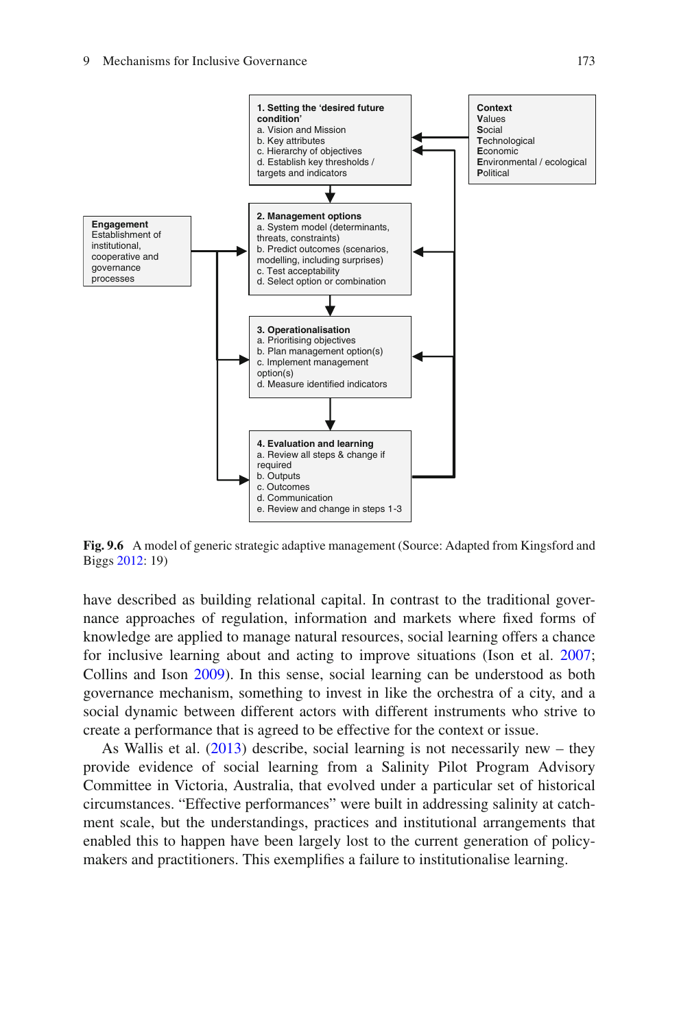**1. Setting the 'desired future condition'**
a. Vision and Mission
b. Key attributes
c. Hierarchy of objectives
d. Establish key thresholds / targets and indicators

**Context**
**V**alues
**S**ocial
**T**echnological
**E**conomic
**E**nvironmental / ecological
**P**olitical

**Engagement**
Establishment of institutional, cooperative and governance processes

**2. Management options**
a. System model (determinants, threats, constraints)
b. Predict outcomes (scenarios, modelling, including surprises)
c. Test acceptability
d. Select option or combination

**3. Operationalisation**
a. Prioritising objectives
b. Plan management option(s)
c. Implement management option(s)
d. Measure identified indicators

**4. Evaluation and learning**
a. Review all steps & change if required
b. Outputs
c. Outcomes
d. Communication
e. Review and change in steps 1-3

**Fig. 9.6** A model of generic strategic adaptive management (Source: Adapted from Kingsford and Biggs 2012: 19)

have described as building relational capital. In contrast to the traditional governance approaches of regulation, information and markets where fixed forms of knowledge are applied to manage natural resources, social learning offers a chance for inclusive learning about and acting to improve situations (Ison et al. 2007; Collins and Ison 2009). In this sense, social learning can be understood as both governance mechanism, something to invest in like the orchestra of a city, and a social dynamic between different actors with different instruments who strive to create a performance that is agreed to be effective for the context or issue.

As Wallis et al. (2013) describe, social learning is not necessarily new – they provide evidence of social learning from a Salinity Pilot Program Advisory Committee in Victoria, Australia, that evolved under a particular set of historical circumstances. "Effective performances" were built in addressing salinity at catchment scale, but the understandings, practices and institutional arrangements that enabled this to happen have been largely lost to the current generation of policy-makers and practitioners. This exemplifies a failure to institutionalise learning.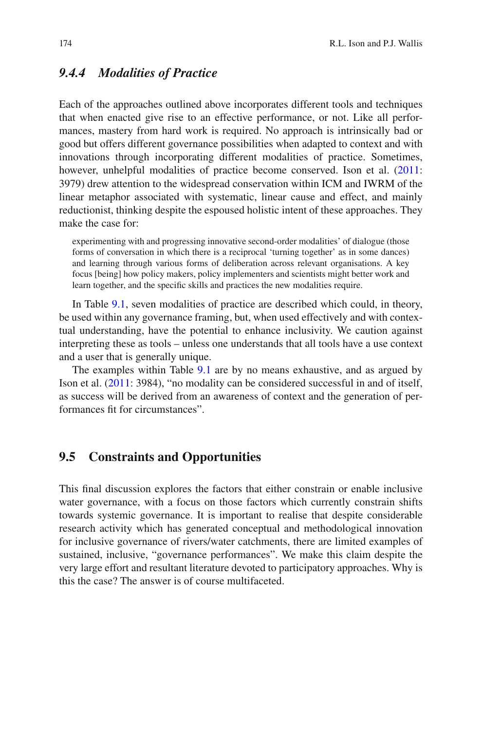### *9.4.4 Modalities of Practice*

Each of the approaches outlined above incorporates different tools and techniques that when enacted give rise to an effective performance, or not. Like all performances, mastery from hard work is required. No approach is intrinsically bad or good but offers different governance possibilities when adapted to context and with innovations through incorporating different modalities of practice. Sometimes, however, unhelpful modalities of practice become conserved. Ison et al. (2011: 3979) drew attention to the widespread conservation within ICM and IWRM of the linear metaphor associated with systematic, linear cause and effect, and mainly reductionist, thinking despite the espoused holistic intent of these approaches. They make the case for:

> experimenting with and progressing innovative second-order modalities' of dialogue (those forms of conversation in which there is a reciprocal 'turning together' as in some dances) and learning through various forms of deliberation across relevant organisations. A key focus [being] how policy makers, policy implementers and scientists might better work and learn together, and the specific skills and practices the new modalities require.

In Table 9.1, seven modalities of practice are described which could, in theory, be used within any governance framing, but, when used effectively and with contextual understanding, have the potential to enhance inclusivity. We caution against interpreting these as tools – unless one understands that all tools have a use context and a user that is generally unique.

The examples within Table 9.1 are by no means exhaustive, and as argued by Ison et al. (2011: 3984), "no modality can be considered successful in and of itself, as success will be derived from an awareness of context and the generation of performances fit for circumstances".

## 9.5 Constraints and Opportunities

This final discussion explores the factors that either constrain or enable inclusive water governance, with a focus on those factors which currently constrain shifts towards systemic governance. It is important to realise that despite considerable research activity which has generated conceptual and methodological innovation for inclusive governance of rivers/water catchments, there are limited examples of sustained, inclusive, "governance performances". We make this claim despite the very large effort and resultant literature devoted to participatory approaches. Why is this the case? The answer is of course multifaceted.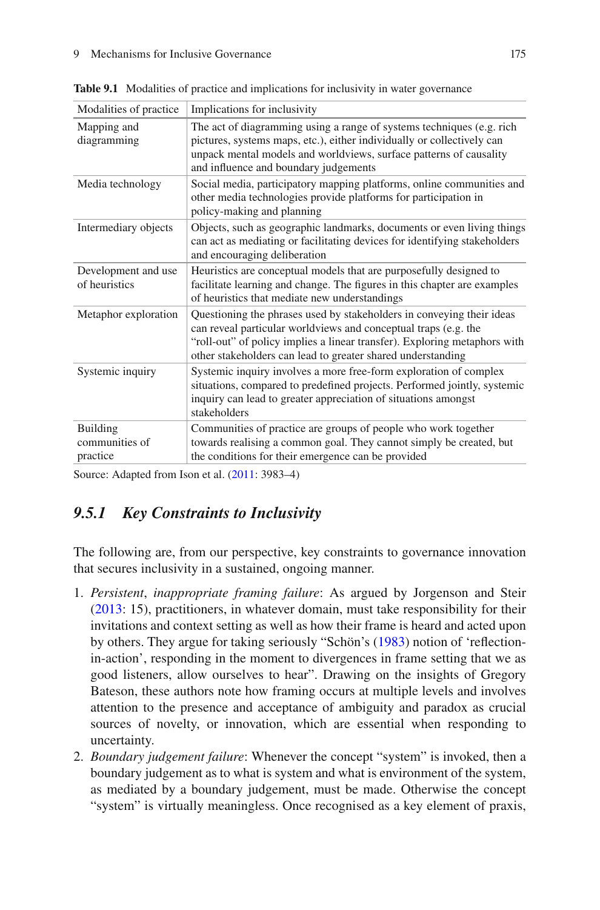**Table 9.1** Modalities of practice and implications for inclusivity in water governance

| Modalities of practice | Implications for inclusivity |
|---|---|
| Mapping and diagramming | The act of diagramming using a range of systems techniques (e.g. rich pictures, systems maps, etc.), either individually or collectively can unpack mental models and worldviews, surface patterns of causality and influence and boundary judgements |
| Media technology | Social media, participatory mapping platforms, online communities and other media technologies provide platforms for participation in policy-making and planning |
| Intermediary objects | Objects, such as geographic landmarks, documents or even living things can act as mediating or facilitating devices for identifying stakeholders and encouraging deliberation |
| Development and use of heuristics | Heuristics are conceptual models that are purposefully designed to facilitate learning and change. The figures in this chapter are examples of heuristics that mediate new understandings |
| Metaphor exploration | Questioning the phrases used by stakeholders in conveying their ideas can reveal particular worldviews and conceptual traps (e.g. the "roll-out" of policy implies a linear transfer). Exploring metaphors with other stakeholders can lead to greater shared understanding |
| Systemic inquiry | Systemic inquiry involves a more free-form exploration of complex situations, compared to predefined projects. Performed jointly, systemic inquiry can lead to greater appreciation of situations amongst stakeholders |
| Building communities of practice | Communities of practice are groups of people who work together towards realising a common goal. They cannot simply be created, but the conditions for their emergence can be provided |

Source: Adapted from Ison et al. (2011: 3983–4)

### *9.5.1 Key Constraints to Inclusivity*

The following are, from our perspective, key constraints to governance innovation that secures inclusivity in a sustained, ongoing manner.

1. *Persistent*, *inappropriate framing failure*: As argued by Jorgenson and Steir (2013: 15), practitioners, in whatever domain, must take responsibility for their invitations and context setting as well as how their frame is heard and acted upon by others. They argue for taking seriously "Schön's (1983) notion of 'reflection-in-action', responding in the moment to divergences in frame setting that we as good listeners, allow ourselves to hear". Drawing on the insights of Gregory Bateson, these authors note how framing occurs at multiple levels and involves attention to the presence and acceptance of ambiguity and paradox as crucial sources of novelty, or innovation, which are essential when responding to uncertainty.
2. *Boundary judgement failure*: Whenever the concept "system" is invoked, then a boundary judgement as to what is system and what is environment of the system, as mediated by a boundary judgement, must be made. Otherwise the concept "system" is virtually meaningless. Once recognised as a key element of praxis,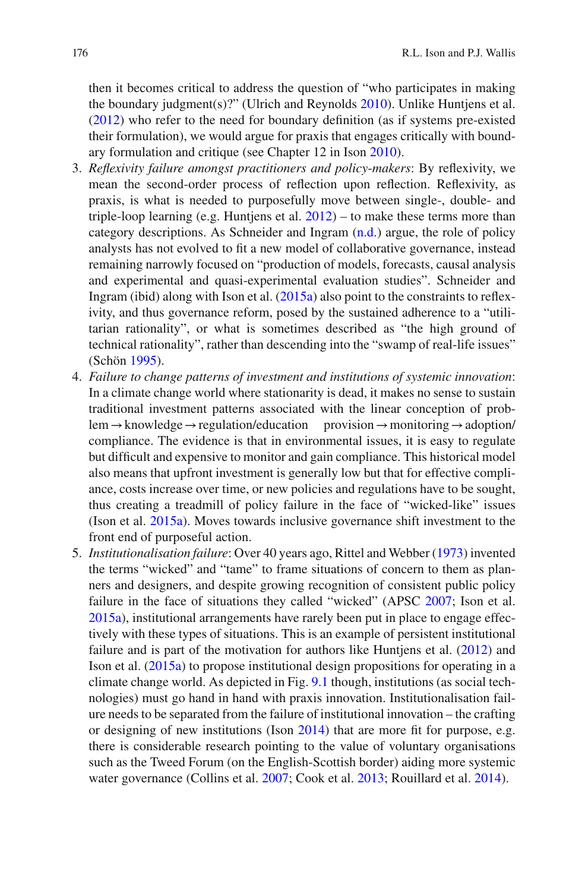then it becomes critical to address the question of "who participates in making the boundary judgment(s)?" (Ulrich and Reynolds 2010). Unlike Huntjens et al. (2012) who refer to the need for boundary definition (as if systems pre-existed their formulation), we would argue for praxis that engages critically with boundary formulation and critique (see Chapter 12 in Ison 2010).

3. *Reflexivity failure amongst practitioners and policy-makers*: By reflexivity, we mean the second-order process of reflection upon reflection. Reflexivity, as praxis, is what is needed to purposefully move between single-, double- and triple-loop learning (e.g. Huntjens et al. 2012) – to make these terms more than category descriptions. As Schneider and Ingram (n.d.) argue, the role of policy analysts has not evolved to fit a new model of collaborative governance, instead remaining narrowly focused on "production of models, forecasts, causal analysis and experimental and quasi-experimental evaluation studies". Schneider and Ingram (ibid) along with Ison et al. (2015a) also point to the constraints to reflexivity, and thus governance reform, posed by the sustained adherence to a "utilitarian rationality", or what is sometimes described as "the high ground of technical rationality", rather than descending into the "swamp of real-life issues" (Schön 1995).
4. *Failure to change patterns of investment and institutions of systemic innovation*: In a climate change world where stationarity is dead, it makes no sense to sustain traditional investment patterns associated with the linear conception of problem → knowledge → regulation/education provision → monitoring → adoption/compliance. The evidence is that in environmental issues, it is easy to regulate but difficult and expensive to monitor and gain compliance. This historical model also means that upfront investment is generally low but that for effective compliance, costs increase over time, or new policies and regulations have to be sought, thus creating a treadmill of policy failure in the face of "wicked-like" issues (Ison et al. 2015a). Moves towards inclusive governance shift investment to the front end of purposeful action.
5. *Institutionalisation failure*: Over 40 years ago, Rittel and Webber (1973) invented the terms "wicked" and "tame" to frame situations of concern to them as planners and designers, and despite growing recognition of consistent public policy failure in the face of situations they called "wicked" (APSC 2007; Ison et al. 2015a), institutional arrangements have rarely been put in place to engage effectively with these types of situations. This is an example of persistent institutional failure and is part of the motivation for authors like Huntjens et al. (2012) and Ison et al. (2015a) to propose institutional design propositions for operating in a climate change world. As depicted in Fig. 9.1 though, institutions (as social technologies) must go hand in hand with praxis innovation. Institutionalisation failure needs to be separated from the failure of institutional innovation – the crafting or designing of new institutions (Ison 2014) that are more fit for purpose, e.g. there is considerable research pointing to the value of voluntary organisations such as the Tweed Forum (on the English-Scottish border) aiding more systemic water governance (Collins et al. 2007; Cook et al. 2013; Rouillard et al. 2014).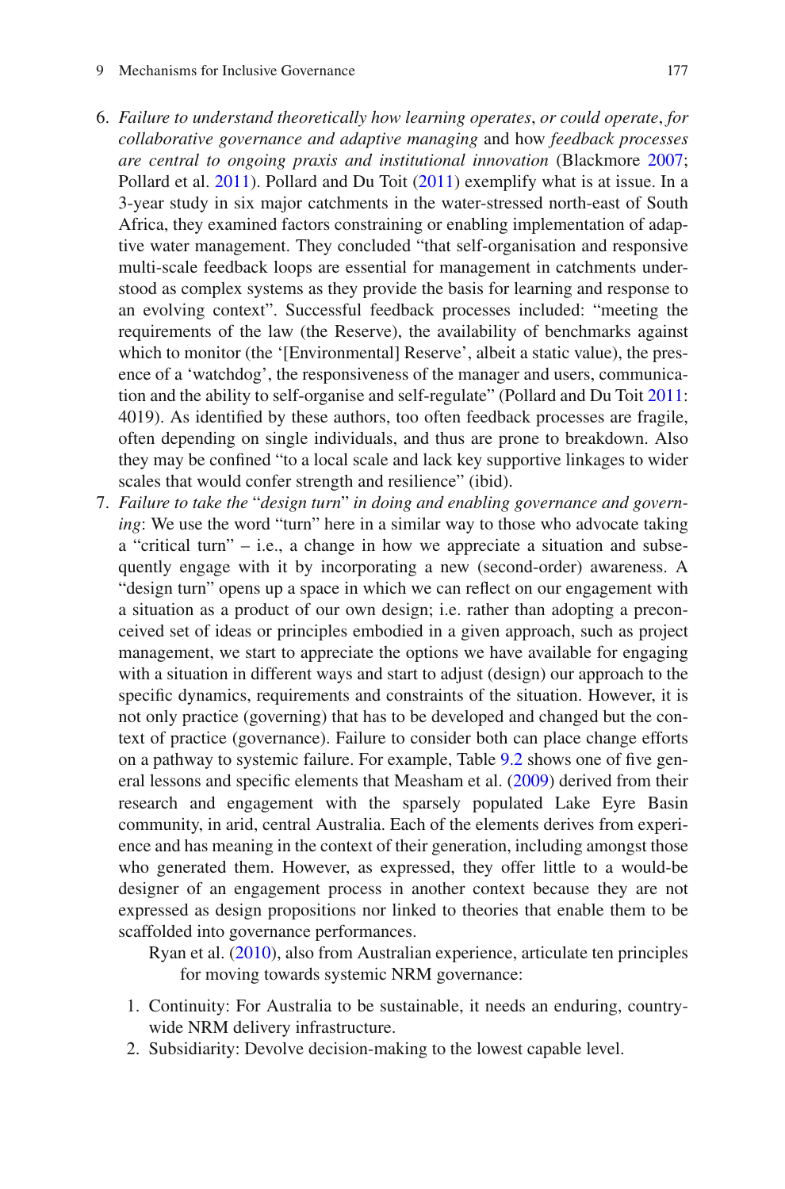6. *Failure to understand theoretically how learning operates*, *or could operate*, *for collaborative governance and adaptive managing* and how *feedback processes are central to ongoing praxis and institutional innovation* (Blackmore 2007; Pollard et al. 2011). Pollard and Du Toit (2011) exemplify what is at issue. In a 3-year study in six major catchments in the water-stressed north-east of South Africa, they examined factors constraining or enabling implementation of adaptive water management. They concluded "that self-organisation and responsive multi-scale feedback loops are essential for management in catchments understood as complex systems as they provide the basis for learning and response to an evolving context". Successful feedback processes included: "meeting the requirements of the law (the Reserve), the availability of benchmarks against which to monitor (the '[Environmental] Reserve', albeit a static value), the presence of a 'watchdog', the responsiveness of the manager and users, communication and the ability to self-organise and self-regulate" (Pollard and Du Toit 2011: 4019). As identified by these authors, too often feedback processes are fragile, often depending on single individuals, and thus are prone to breakdown. Also they may be confined "to a local scale and lack key supportive linkages to wider scales that would confer strength and resilience" (ibid).
7. *Failure to take the* "*design turn*" *in doing and enabling governance and governing*: We use the word "turn" here in a similar way to those who advocate taking a "critical turn" – i.e., a change in how we appreciate a situation and subsequently engage with it by incorporating a new (second-order) awareness. A "design turn" opens up a space in which we can reflect on our engagement with a situation as a product of our own design; i.e. rather than adopting a preconceived set of ideas or principles embodied in a given approach, such as project management, we start to appreciate the options we have available for engaging with a situation in different ways and start to adjust (design) our approach to the specific dynamics, requirements and constraints of the situation. However, it is not only practice (governing) that has to be developed and changed but the context of practice (governance). Failure to consider both can place change efforts on a pathway to systemic failure. For example, Table 9.2 shows one of five general lessons and specific elements that Measham et al. (2009) derived from their research and engagement with the sparsely populated Lake Eyre Basin community, in arid, central Australia. Each of the elements derives from experience and has meaning in the context of their generation, including amongst those who generated them. However, as expressed, they offer little to a would-be designer of an engagement process in another context because they are not expressed as design propositions nor linked to theories that enable them to be scaffolded into governance performances.

   Ryan et al. (2010), also from Australian experience, articulate ten principles for moving towards systemic NRM governance:

   1. Continuity: For Australia to be sustainable, it needs an enduring, country-wide NRM delivery infrastructure.
   2. Subsidiarity: Devolve decision-making to the lowest capable level.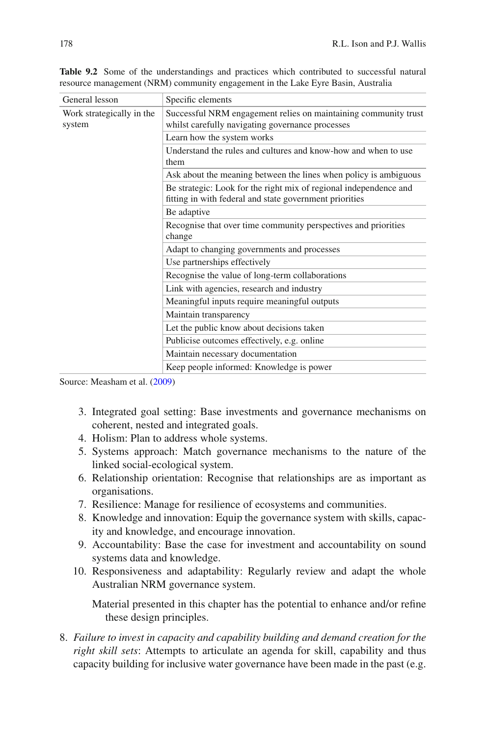**Table 9.2** Some of the understandings and practices which contributed to successful natural resource management (NRM) community engagement in the Lake Eyre Basin, Australia

| General lesson | Specific elements |
|---|---|
| Work strategically in the system | Successful NRM engagement relies on maintaining community trust whilst carefully navigating governance processes |
| | Learn how the system works |
| | Understand the rules and cultures and know-how and when to use them |
| | Ask about the meaning between the lines when policy is ambiguous |
| | Be strategic: Look for the right mix of regional independence and fitting in with federal and state government priorities |
| | Be adaptive |
| | Recognise that over time community perspectives and priorities change |
| | Adapt to changing governments and processes |
| | Use partnerships effectively |
| | Recognise the value of long-term collaborations |
| | Link with agencies, research and industry |
| | Meaningful inputs require meaningful outputs |
| | Maintain transparency |
| | Let the public know about decisions taken |
| | Publicise outcomes effectively, e.g. online |
| | Maintain necessary documentation |
| | Keep people informed: Knowledge is power |

Source: Measham et al. (2009)

3. Integrated goal setting: Base investments and governance mechanisms on coherent, nested and integrated goals.
4. Holism: Plan to address whole systems.
5. Systems approach: Match governance mechanisms to the nature of the linked social-ecological system.
6. Relationship orientation: Recognise that relationships are as important as organisations.
7. Resilience: Manage for resilience of ecosystems and communities.
8. Knowledge and innovation: Equip the governance system with skills, capacity and knowledge, and encourage innovation.
9. Accountability: Base the case for investment and accountability on sound systems data and knowledge.
10. Responsiveness and adaptability: Regularly review and adapt the whole Australian NRM governance system.

Material presented in this chapter has the potential to enhance and/or refine these design principles.

8. *Failure to invest in capacity and capability building and demand creation for the right skill sets*: Attempts to articulate an agenda for skill, capability and thus capacity building for inclusive water governance have been made in the past (e.g.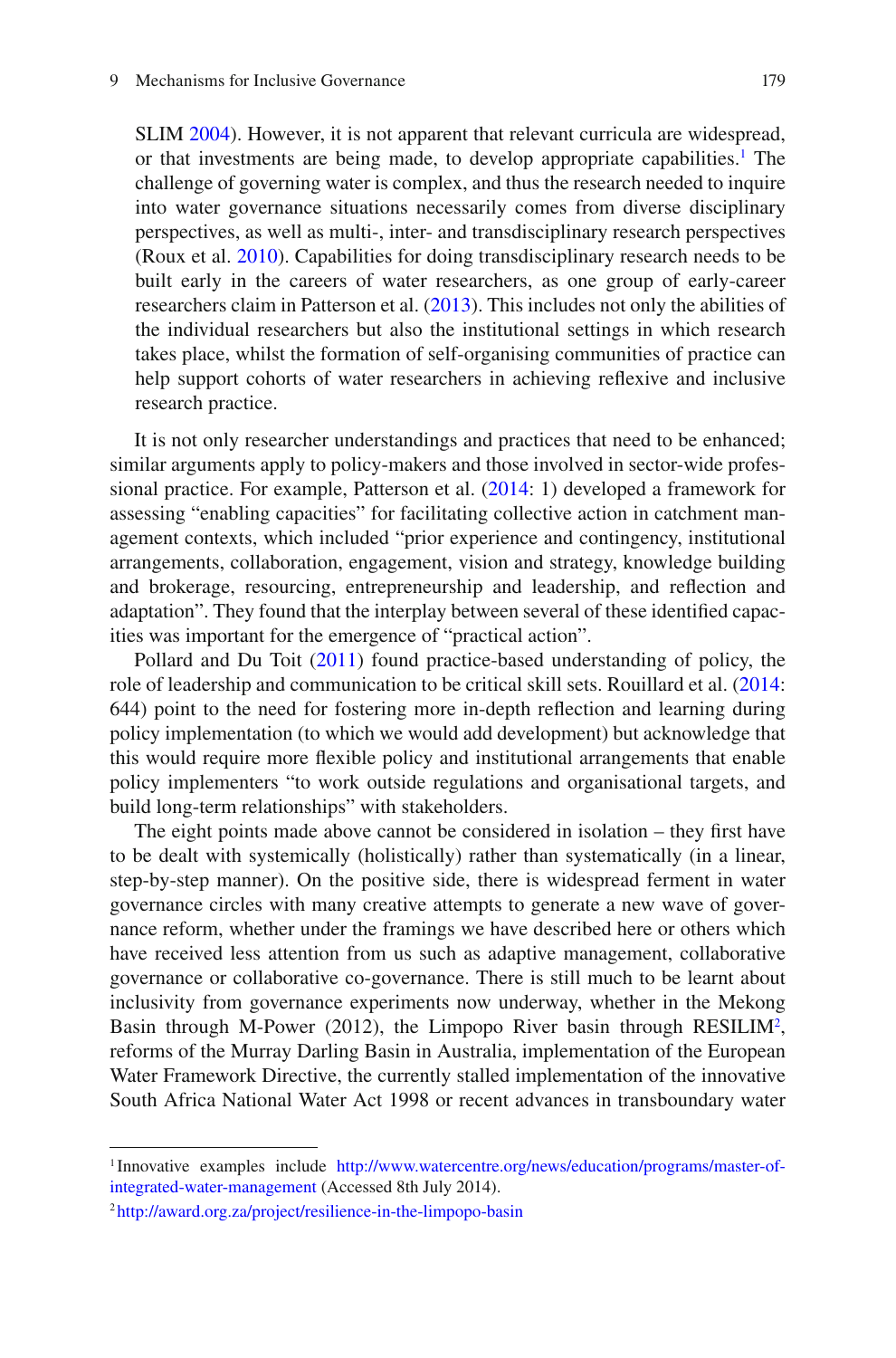SLIM 2004). However, it is not apparent that relevant curricula are widespread, or that investments are being made, to develop appropriate capabilities.[1] The challenge of governing water is complex, and thus the research needed to inquire into water governance situations necessarily comes from diverse disciplinary perspectives, as well as multi-, inter- and transdisciplinary research perspectives (Roux et al. 2010). Capabilities for doing transdisciplinary research needs to be built early in the careers of water researchers, as one group of early-career researchers claim in Patterson et al. (2013). This includes not only the abilities of the individual researchers but also the institutional settings in which research takes place, whilst the formation of self-organising communities of practice can help support cohorts of water researchers in achieving reflexive and inclusive research practice.

It is not only researcher understandings and practices that need to be enhanced; similar arguments apply to policy-makers and those involved in sector-wide professional practice. For example, Patterson et al. (2014: 1) developed a framework for assessing "enabling capacities" for facilitating collective action in catchment management contexts, which included "prior experience and contingency, institutional arrangements, collaboration, engagement, vision and strategy, knowledge building and brokerage, resourcing, entrepreneurship and leadership, and reflection and adaptation". They found that the interplay between several of these identified capacities was important for the emergence of "practical action".

Pollard and Du Toit (2011) found practice-based understanding of policy, the role of leadership and communication to be critical skill sets. Rouillard et al. (2014: 644) point to the need for fostering more in-depth reflection and learning during policy implementation (to which we would add development) but acknowledge that this would require more flexible policy and institutional arrangements that enable policy implementers "to work outside regulations and organisational targets, and build long-term relationships" with stakeholders.

The eight points made above cannot be considered in isolation – they first have to be dealt with systemically (holistically) rather than systematically (in a linear, step-by-step manner). On the positive side, there is widespread ferment in water governance circles with many creative attempts to generate a new wave of governance reform, whether under the framings we have described here or others which have received less attention from us such as adaptive management, collaborative governance or collaborative co-governance. There is still much to be learnt about inclusivity from governance experiments now underway, whether in the Mekong Basin through M-Power (2012), the Limpopo River basin through RESILIM[2], reforms of the Murray Darling Basin in Australia, implementation of the European Water Framework Directive, the currently stalled implementation of the innovative South Africa National Water Act 1998 or recent advances in transboundary water

---

[1] Innovative examples include http://www.watercentre.org/news/education/programs/master-of-integrated-water-management (Accessed 8th July 2014).

[2] http://award.org.za/project/resilience-in-the-limpopo-basin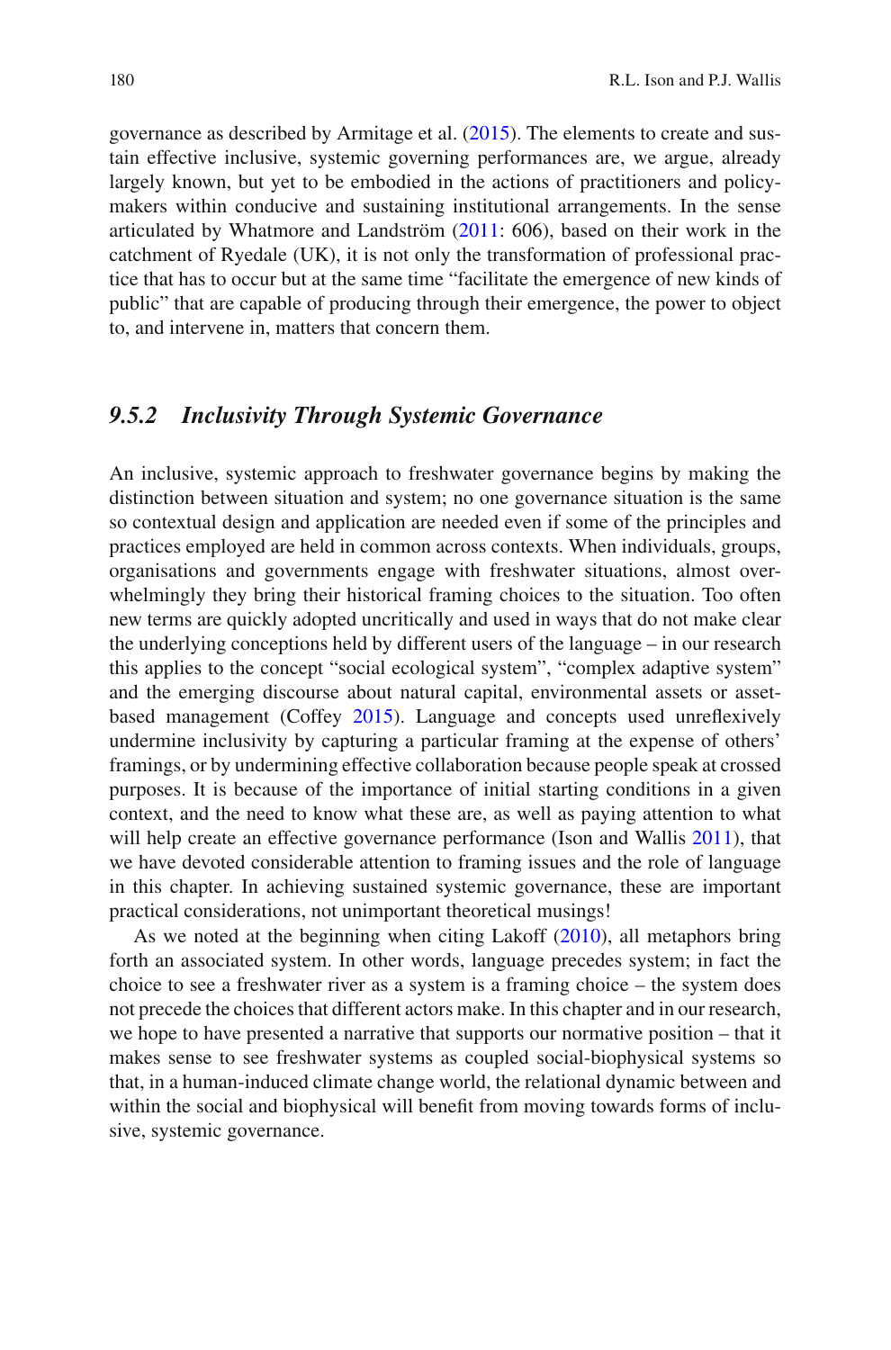governance as described by Armitage et al. (2015). The elements to create and sustain effective inclusive, systemic governing performances are, we argue, already largely known, but yet to be embodied in the actions of practitioners and policy-makers within conducive and sustaining institutional arrangements. In the sense articulated by Whatmore and Landström (2011: 606), based on their work in the catchment of Ryedale (UK), it is not only the transformation of professional practice that has to occur but at the same time "facilitate the emergence of new kinds of public" that are capable of producing through their emergence, the power to object to, and intervene in, matters that concern them.

### *9.5.2 Inclusivity Through Systemic Governance*

An inclusive, systemic approach to freshwater governance begins by making the distinction between situation and system; no one governance situation is the same so contextual design and application are needed even if some of the principles and practices employed are held in common across contexts. When individuals, groups, organisations and governments engage with freshwater situations, almost overwhelmingly they bring their historical framing choices to the situation. Too often new terms are quickly adopted uncritically and used in ways that do not make clear the underlying conceptions held by different users of the language – in our research this applies to the concept "social ecological system", "complex adaptive system" and the emerging discourse about natural capital, environmental assets or asset-based management (Coffey 2015). Language and concepts used unreflexively undermine inclusivity by capturing a particular framing at the expense of others' framings, or by undermining effective collaboration because people speak at crossed purposes. It is because of the importance of initial starting conditions in a given context, and the need to know what these are, as well as paying attention to what will help create an effective governance performance (Ison and Wallis 2011), that we have devoted considerable attention to framing issues and the role of language in this chapter. In achieving sustained systemic governance, these are important practical considerations, not unimportant theoretical musings!

As we noted at the beginning when citing Lakoff (2010), all metaphors bring forth an associated system. In other words, language precedes system; in fact the choice to see a freshwater river as a system is a framing choice – the system does not precede the choices that different actors make. In this chapter and in our research, we hope to have presented a narrative that supports our normative position – that it makes sense to see freshwater systems as coupled social-biophysical systems so that, in a human-induced climate change world, the relational dynamic between and within the social and biophysical will benefit from moving towards forms of inclusive, systemic governance.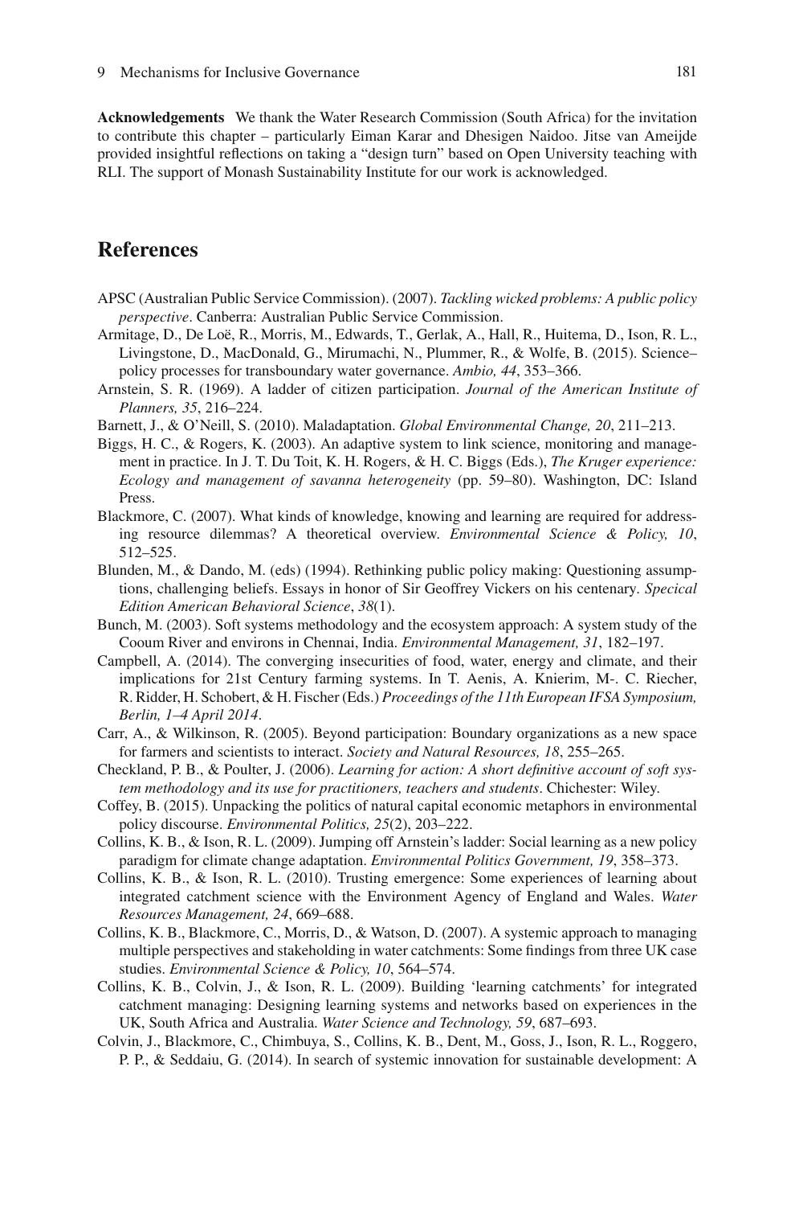**Acknowledgements** We thank the Water Research Commission (South Africa) for the invitation to contribute this chapter – particularly Eiman Karar and Dhesigen Naidoo. Jitse van Ameijde provided insightful reflections on taking a "design turn" based on Open University teaching with RLI. The support of Monash Sustainability Institute for our work is acknowledged.

## References

APSC (Australian Public Service Commission). (2007). *Tackling wicked problems: A public policy perspective*. Canberra: Australian Public Service Commission.

Armitage, D., De Loë, R., Morris, M., Edwards, T., Gerlak, A., Hall, R., Huitema, D., Ison, R. L., Livingstone, D., MacDonald, G., Mirumachi, N., Plummer, R., & Wolfe, B. (2015). Science–policy processes for transboundary water governance. *Ambio, 44*, 353–366.

Arnstein, S. R. (1969). A ladder of citizen participation. *Journal of the American Institute of Planners, 35*, 216–224.

Barnett, J., & O'Neill, S. (2010). Maladaptation. *Global Environmental Change, 20*, 211–213.

Biggs, H. C., & Rogers, K. (2003). An adaptive system to link science, monitoring and management in practice. In J. T. Du Toit, K. H. Rogers, & H. C. Biggs (Eds.), *The Kruger experience: Ecology and management of savanna heterogeneity* (pp. 59–80). Washington, DC: Island Press.

Blackmore, C. (2007). What kinds of knowledge, knowing and learning are required for addressing resource dilemmas? A theoretical overview. *Environmental Science & Policy, 10*, 512–525.

Blunden, M., & Dando, M. (eds) (1994). Rethinking public policy making: Questioning assumptions, challenging beliefs. Essays in honor of Sir Geoffrey Vickers on his centenary. *Specical Edition American Behavioral Science*, *38*(1).

Bunch, M. (2003). Soft systems methodology and the ecosystem approach: A system study of the Cooum River and environs in Chennai, India. *Environmental Management, 31*, 182–197.

Campbell, A. (2014). The converging insecurities of food, water, energy and climate, and their implications for 21st Century farming systems. In T. Aenis, A. Knierim, M-. C. Riecher, R. Ridder, H. Schobert, & H. Fischer (Eds.) *Proceedings of the 11th European IFSA Symposium, Berlin, 1–4 April 2014*.

Carr, A., & Wilkinson, R. (2005). Beyond participation: Boundary organizations as a new space for farmers and scientists to interact. *Society and Natural Resources, 18*, 255–265.

Checkland, P. B., & Poulter, J. (2006). *Learning for action: A short definitive account of soft system methodology and its use for practitioners, teachers and students*. Chichester: Wiley.

Coffey, B. (2015). Unpacking the politics of natural capital economic metaphors in environmental policy discourse. *Environmental Politics, 25*(2), 203–222.

Collins, K. B., & Ison, R. L. (2009). Jumping off Arnstein's ladder: Social learning as a new policy paradigm for climate change adaptation. *Environmental Politics Government, 19*, 358–373.

Collins, K. B., & Ison, R. L. (2010). Trusting emergence: Some experiences of learning about integrated catchment science with the Environment Agency of England and Wales. *Water Resources Management, 24*, 669–688.

Collins, K. B., Blackmore, C., Morris, D., & Watson, D. (2007). A systemic approach to managing multiple perspectives and stakeholding in water catchments: Some findings from three UK case studies. *Environmental Science & Policy, 10*, 564–574.

Collins, K. B., Colvin, J., & Ison, R. L. (2009). Building 'learning catchments' for integrated catchment managing: Designing learning systems and networks based on experiences in the UK, South Africa and Australia. *Water Science and Technology, 59*, 687–693.

Colvin, J., Blackmore, C., Chimbuya, S., Collins, K. B., Dent, M., Goss, J., Ison, R. L., Roggero, P. P., & Seddaiu, G. (2014). In search of systemic innovation for sustainable development: A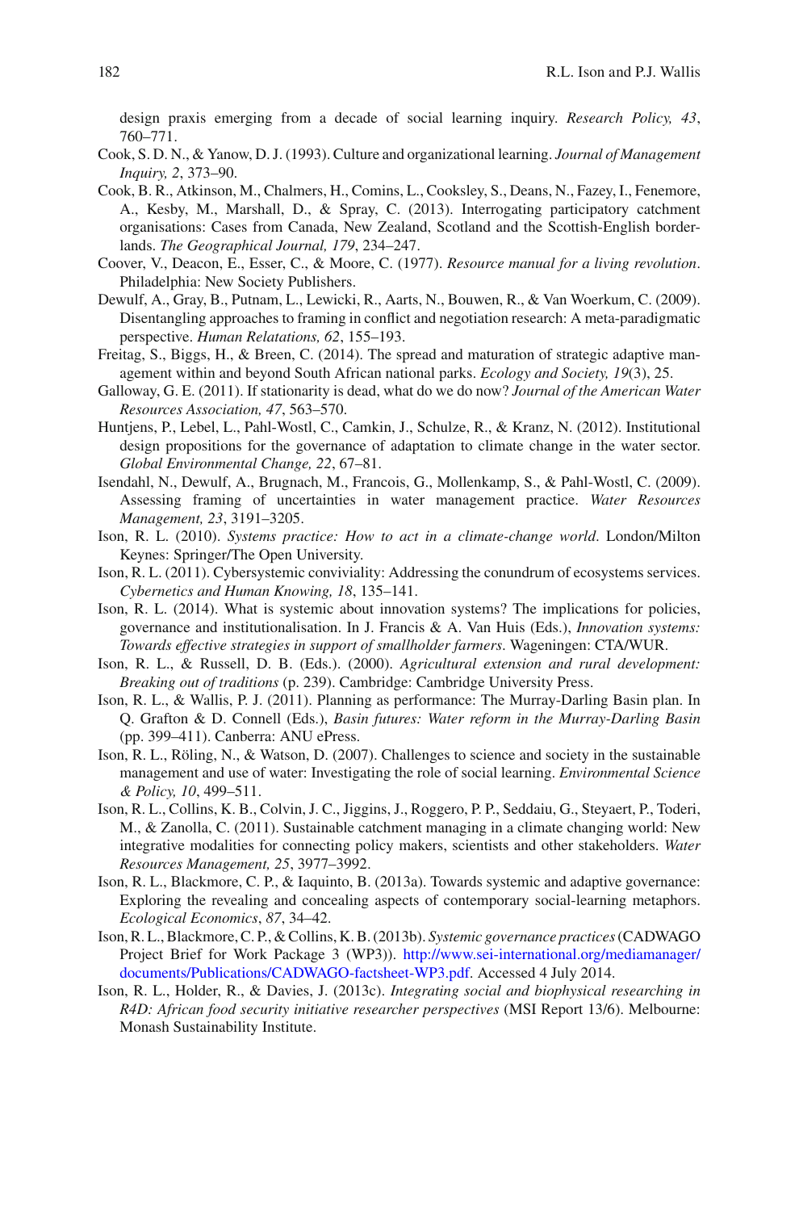design praxis emerging from a decade of social learning inquiry. *Research Policy, 43*, 760–771.

Cook, S. D. N., & Yanow, D. J. (1993). Culture and organizational learning. *Journal of Management Inquiry, 2*, 373–90.

Cook, B. R., Atkinson, M., Chalmers, H., Comins, L., Cooksley, S., Deans, N., Fazey, I., Fenemore, A., Kesby, M., Marshall, D., & Spray, C. (2013). Interrogating participatory catchment organisations: Cases from Canada, New Zealand, Scotland and the Scottish-English borderlands. *The Geographical Journal, 179*, 234–247.

Coover, V., Deacon, E., Esser, C., & Moore, C. (1977). *Resource manual for a living revolution*. Philadelphia: New Society Publishers.

Dewulf, A., Gray, B., Putnam, L., Lewicki, R., Aarts, N., Bouwen, R., & Van Woerkum, C. (2009). Disentangling approaches to framing in conflict and negotiation research: A meta-paradigmatic perspective. *Human Relatations, 62*, 155–193.

Freitag, S., Biggs, H., & Breen, C. (2014). The spread and maturation of strategic adaptive management within and beyond South African national parks. *Ecology and Society, 19*(3), 25.

Galloway, G. E. (2011). If stationarity is dead, what do we do now? *Journal of the American Water Resources Association, 47*, 563–570.

Huntjens, P., Lebel, L., Pahl-Wostl, C., Camkin, J., Schulze, R., & Kranz, N. (2012). Institutional design propositions for the governance of adaptation to climate change in the water sector. *Global Environmental Change, 22*, 67–81.

Isendahl, N., Dewulf, A., Brugnach, M., Francois, G., Mollenkamp, S., & Pahl-Wostl, C. (2009). Assessing framing of uncertainties in water management practice. *Water Resources Management, 23*, 3191–3205.

Ison, R. L. (2010). *Systems practice: How to act in a climate-change world*. London/Milton Keynes: Springer/The Open University.

Ison, R. L. (2011). Cybersystemic conviviality: Addressing the conundrum of ecosystems services. *Cybernetics and Human Knowing, 18*, 135–141.

Ison, R. L. (2014). What is systemic about innovation systems? The implications for policies, governance and institutionalisation. In J. Francis & A. Van Huis (Eds.), *Innovation systems: Towards effective strategies in support of smallholder farmers*. Wageningen: CTA/WUR.

Ison, R. L., & Russell, D. B. (Eds.). (2000). *Agricultural extension and rural development: Breaking out of traditions* (p. 239). Cambridge: Cambridge University Press.

Ison, R. L., & Wallis, P. J. (2011). Planning as performance: The Murray-Darling Basin plan. In Q. Grafton & D. Connell (Eds.), *Basin futures: Water reform in the Murray-Darling Basin* (pp. 399–411). Canberra: ANU ePress.

Ison, R. L., Röling, N., & Watson, D. (2007). Challenges to science and society in the sustainable management and use of water: Investigating the role of social learning. *Environmental Science & Policy, 10*, 499–511.

Ison, R. L., Collins, K. B., Colvin, J. C., Jiggins, J., Roggero, P. P., Seddaiu, G., Steyaert, P., Toderi, M., & Zanolla, C. (2011). Sustainable catchment managing in a climate changing world: New integrative modalities for connecting policy makers, scientists and other stakeholders. *Water Resources Management, 25*, 3977–3992.

Ison, R. L., Blackmore, C. P., & Iaquinto, B. (2013a). Towards systemic and adaptive governance: Exploring the revealing and concealing aspects of contemporary social-learning metaphors. *Ecological Economics*, *87*, 34–42.

Ison, R. L., Blackmore, C. P., & Collins, K. B. (2013b). *Systemic governance practices* (CADWAGO Project Brief for Work Package 3 (WP3)). http://www.sei-international.org/mediamanager/documents/Publications/CADWAGO-factsheet-WP3.pdf. Accessed 4 July 2014.

Ison, R. L., Holder, R., & Davies, J. (2013c). *Integrating social and biophysical researching in R4D: African food security initiative researcher perspectives* (MSI Report 13/6). Melbourne: Monash Sustainability Institute.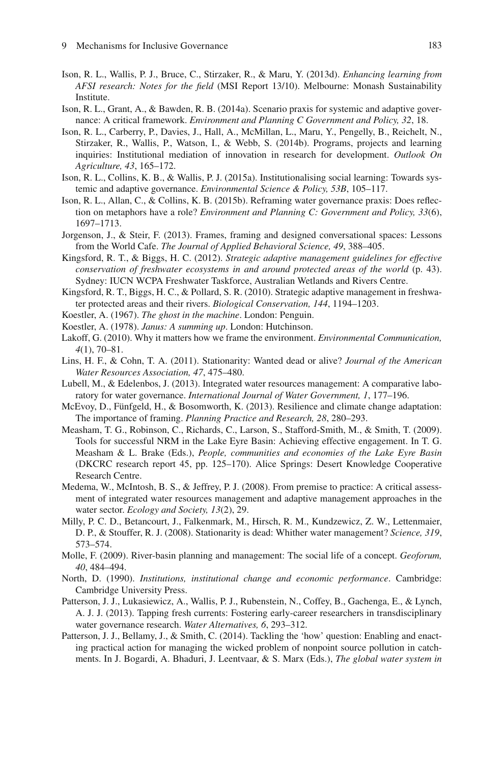Ison, R. L., Wallis, P. J., Bruce, C., Stirzaker, R., & Maru, Y. (2013d). *Enhancing learning from AFSI research: Notes for the field* (MSI Report 13/10). Melbourne: Monash Sustainability Institute.

Ison, R. L., Grant, A., & Bawden, R. B. (2014a). Scenario praxis for systemic and adaptive governance: A critical framework. *Environment and Planning C Government and Policy, 32*, 18.

Ison, R. L., Carberry, P., Davies, J., Hall, A., McMillan, L., Maru, Y., Pengelly, B., Reichelt, N., Stirzaker, R., Wallis, P., Watson, I., & Webb, S. (2014b). Programs, projects and learning inquiries: Institutional mediation of innovation in research for development. *Outlook On Agriculture, 43*, 165–172.

Ison, R. L., Collins, K. B., & Wallis, P. J. (2015a). Institutionalising social learning: Towards systemic and adaptive governance. *Environmental Science & Policy, 53B*, 105–117.

Ison, R. L., Allan, C., & Collins, K. B. (2015b). Reframing water governance praxis: Does reflection on metaphors have a role? *Environment and Planning C: Government and Policy, 33*(6), 1697–1713.

Jorgenson, J., & Steir, F. (2013). Frames, framing and designed conversational spaces: Lessons from the World Cafe. *The Journal of Applied Behavioral Science, 49*, 388–405.

Kingsford, R. T., & Biggs, H. C. (2012). *Strategic adaptive management guidelines for effective conservation of freshwater ecosystems in and around protected areas of the world* (p. 43). Sydney: IUCN WCPA Freshwater Taskforce, Australian Wetlands and Rivers Centre.

Kingsford, R. T., Biggs, H. C., & Pollard, S. R. (2010). Strategic adaptive management in freshwater protected areas and their rivers. *Biological Conservation, 144*, 1194–1203.

Koestler, A. (1967). *The ghost in the machine*. London: Penguin.

Koestler, A. (1978). *Janus: A summing up*. London: Hutchinson.

Lakoff, G. (2010). Why it matters how we frame the environment. *Environmental Communication, 4*(1), 70–81.

Lins, H. F., & Cohn, T. A. (2011). Stationarity: Wanted dead or alive? *Journal of the American Water Resources Association, 47*, 475–480.

Lubell, M., & Edelenbos, J. (2013). Integrated water resources management: A comparative laboratory for water governance. *International Journal of Water Government, 1*, 177–196.

McEvoy, D., Fünfgeld, H., & Bosomworth, K. (2013). Resilience and climate change adaptation: The importance of framing. *Planning Practice and Research, 28*, 280–293.

Measham, T. G., Robinson, C., Richards, C., Larson, S., Stafford-Smith, M., & Smith, T. (2009). Tools for successful NRM in the Lake Eyre Basin: Achieving effective engagement. In T. G. Measham & L. Brake (Eds.), *People, communities and economies of the Lake Eyre Basin* (DKCRC research report 45, pp. 125–170). Alice Springs: Desert Knowledge Cooperative Research Centre.

Medema, W., McIntosh, B. S., & Jeffrey, P. J. (2008). From premise to practice: A critical assessment of integrated water resources management and adaptive management approaches in the water sector. *Ecology and Society, 13*(2), 29.

Milly, P. C. D., Betancourt, J., Falkenmark, M., Hirsch, R. M., Kundzewicz, Z. W., Lettenmaier, D. P., & Stouffer, R. J. (2008). Stationarity is dead: Whither water management? *Science, 319*, 573–574.

Molle, F. (2009). River-basin planning and management: The social life of a concept. *Geoforum, 40*, 484–494.

North, D. (1990). *Institutions, institutional change and economic performance*. Cambridge: Cambridge University Press.

Patterson, J. J., Lukasiewicz, A., Wallis, P. J., Rubenstein, N., Coffey, B., Gachenga, E., & Lynch, A. J. J. (2013). Tapping fresh currents: Fostering early-career researchers in transdisciplinary water governance research. *Water Alternatives, 6*, 293–312.

Patterson, J. J., Bellamy, J., & Smith, C. (2014). Tackling the 'how' question: Enabling and enacting practical action for managing the wicked problem of nonpoint source pollution in catchments. In J. Bogardi, A. Bhaduri, J. Leentvaar, & S. Marx (Eds.), *The global water system in*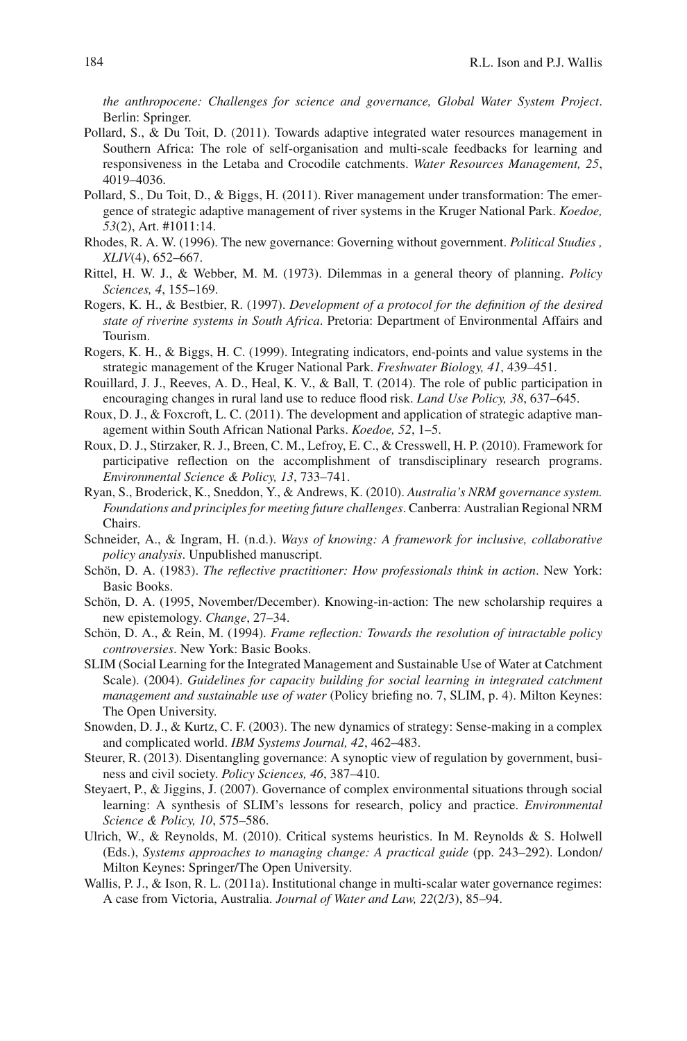*the anthropocene: Challenges for science and governance, Global Water System Project*. Berlin: Springer.

Pollard, S., & Du Toit, D. (2011). Towards adaptive integrated water resources management in Southern Africa: The role of self-organisation and multi-scale feedbacks for learning and responsiveness in the Letaba and Crocodile catchments. *Water Resources Management, 25*, 4019–4036.

Pollard, S., Du Toit, D., & Biggs, H. (2011). River management under transformation: The emergence of strategic adaptive management of river systems in the Kruger National Park. *Koedoe, 53*(2), Art. #1011:14.

Rhodes, R. A. W. (1996). The new governance: Governing without government. *Political Studies , XLIV*(4), 652–667.

Rittel, H. W. J., & Webber, M. M. (1973). Dilemmas in a general theory of planning. *Policy Sciences, 4*, 155–169.

Rogers, K. H., & Bestbier, R. (1997). *Development of a protocol for the definition of the desired state of riverine systems in South Africa*. Pretoria: Department of Environmental Affairs and Tourism.

Rogers, K. H., & Biggs, H. C. (1999). Integrating indicators, end-points and value systems in the strategic management of the Kruger National Park. *Freshwater Biology, 41*, 439–451.

Rouillard, J. J., Reeves, A. D., Heal, K. V., & Ball, T. (2014). The role of public participation in encouraging changes in rural land use to reduce flood risk. *Land Use Policy, 38*, 637–645.

Roux, D. J., & Foxcroft, L. C. (2011). The development and application of strategic adaptive management within South African National Parks. *Koedoe, 52*, 1–5.

Roux, D. J., Stirzaker, R. J., Breen, C. M., Lefroy, E. C., & Cresswell, H. P. (2010). Framework for participative reflection on the accomplishment of transdisciplinary research programs. *Environmental Science & Policy, 13*, 733–741.

Ryan, S., Broderick, K., Sneddon, Y., & Andrews, K. (2010). *Australia's NRM governance system. Foundations and principles for meeting future challenges*. Canberra: Australian Regional NRM Chairs.

Schneider, A., & Ingram, H. (n.d.). *Ways of knowing: A framework for inclusive, collaborative policy analysis*. Unpublished manuscript.

Schön, D. A. (1983). *The reflective practitioner: How professionals think in action*. New York: Basic Books.

Schön, D. A. (1995, November/December). Knowing-in-action: The new scholarship requires a new epistemology. *Change*, 27–34.

Schön, D. A., & Rein, M. (1994). *Frame reflection: Towards the resolution of intractable policy controversies*. New York: Basic Books.

SLIM (Social Learning for the Integrated Management and Sustainable Use of Water at Catchment Scale). (2004). *Guidelines for capacity building for social learning in integrated catchment management and sustainable use of water* (Policy briefing no. 7, SLIM, p. 4). Milton Keynes: The Open University.

Snowden, D. J., & Kurtz, C. F. (2003). The new dynamics of strategy: Sense-making in a complex and complicated world. *IBM Systems Journal, 42*, 462–483.

Steurer, R. (2013). Disentangling governance: A synoptic view of regulation by government, business and civil society. *Policy Sciences, 46*, 387–410.

Steyaert, P., & Jiggins, J. (2007). Governance of complex environmental situations through social learning: A synthesis of SLIM's lessons for research, policy and practice. *Environmental Science & Policy, 10*, 575–586.

Ulrich, W., & Reynolds, M. (2010). Critical systems heuristics. In M. Reynolds & S. Holwell (Eds.), *Systems approaches to managing change: A practical guide* (pp. 243–292). London/Milton Keynes: Springer/The Open University.

Wallis, P. J., & Ison, R. L. (2011a). Institutional change in multi-scalar water governance regimes: A case from Victoria, Australia. *Journal of Water and Law, 22*(2/3), 85–94.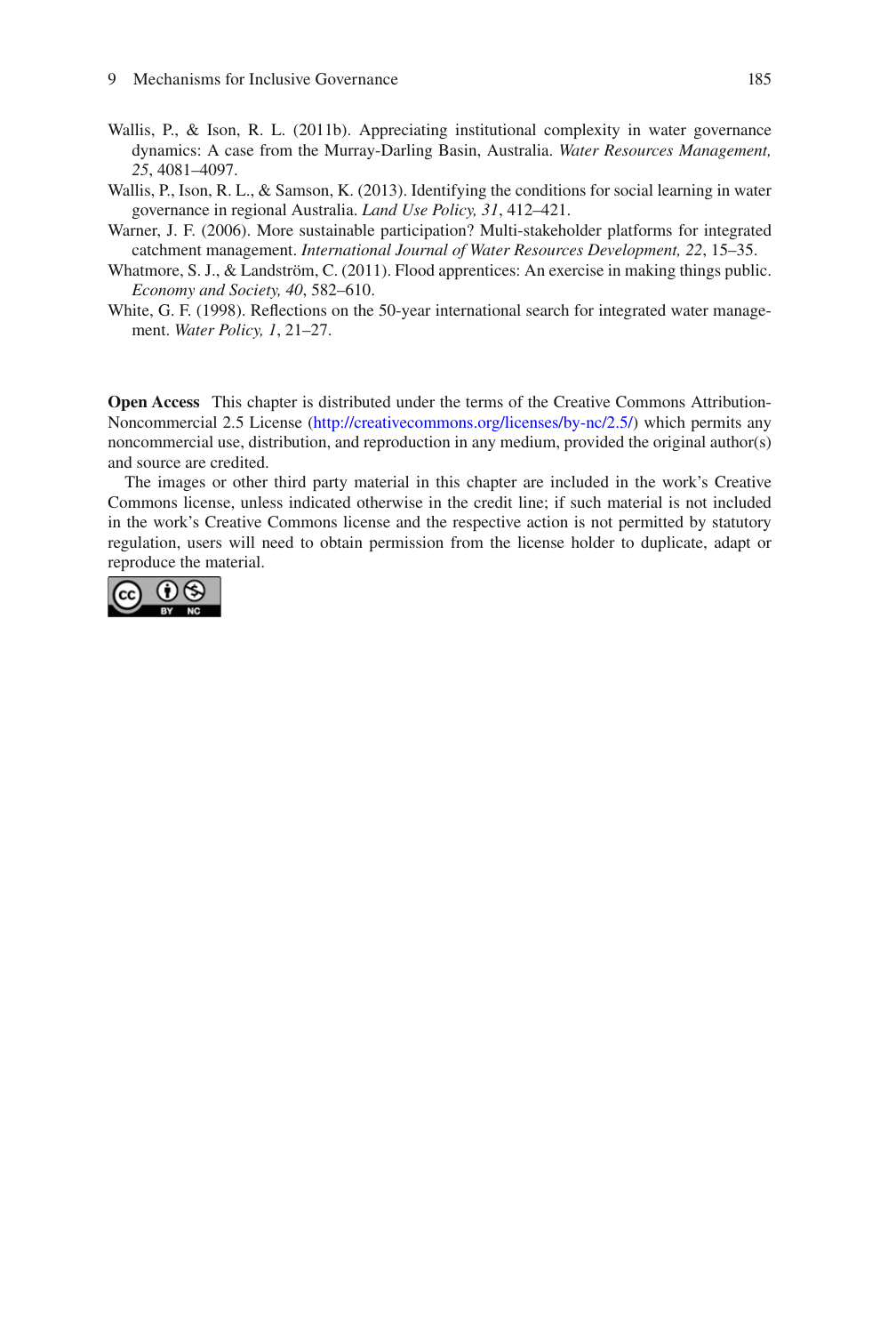Wallis, P., & Ison, R. L. (2011b). Appreciating institutional complexity in water governance dynamics: A case from the Murray-Darling Basin, Australia. *Water Resources Management, 25*, 4081–4097.

Wallis, P., Ison, R. L., & Samson, K. (2013). Identifying the conditions for social learning in water governance in regional Australia. *Land Use Policy, 31*, 412–421.

Warner, J. F. (2006). More sustainable participation? Multi-stakeholder platforms for integrated catchment management. *International Journal of Water Resources Development, 22*, 15–35.

Whatmore, S. J., & Landström, C. (2011). Flood apprentices: An exercise in making things public. *Economy and Society, 40*, 582–610.

White, G. F. (1998). Reflections on the 50-year international search for integrated water management. *Water Policy, 1*, 21–27.

**Open Access** This chapter is distributed under the terms of the Creative Commons Attribution-Noncommercial 2.5 License (http://creativecommons.org/licenses/by-nc/2.5/) which permits any noncommercial use, distribution, and reproduction in any medium, provided the original author(s) and source are credited.

The images or other third party material in this chapter are included in the work's Creative Commons license, unless indicated otherwise in the credit line; if such material is not included in the work's Creative Commons license and the respective action is not permitted by statutory regulation, users will need to obtain permission from the license holder to duplicate, adapt or reproduce the material.